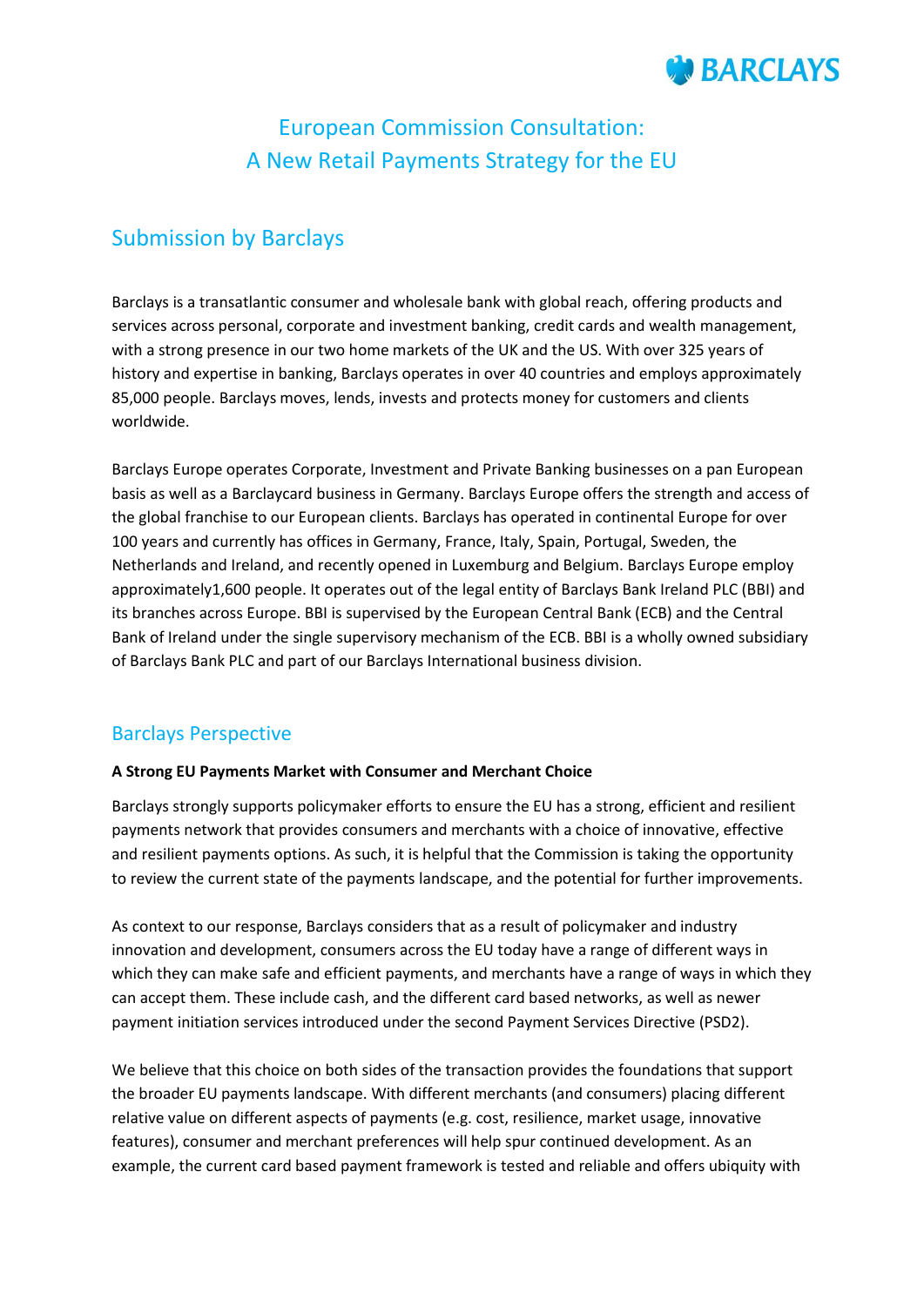# European Commission Consultation: A New Retail Payments Strategy for the EU

## Submission by Barclays

Barclays is a transatlantic consumer and wholesale bank with global reach, offering products and services across personal, corporate and investment banking, credit cards and wealth management, with a strong presence in our two home markets of the UK and the US. With over 325 years of history and expertise in banking, Barclays operates in over 40 countries and employs approximately 85,000 people. Barclays moves, lends, invests and protects money for customers and clients worldwide.

Barclays Europe operates Corporate, Investment and Private Banking businesses on a pan European basis as well as a Barclaycard business in Germany. Barclays Europe offers the strength and access of the global franchise to our European clients. Barclays has operated in continental Europe for over 100 years and currently has offices in Germany, France, Italy, Spain, Portugal, Sweden, the Netherlands and Ireland, and recently opened in Luxemburg and Belgium. Barclays Europe employ approximately1,600 people. It operates out of the legal entity of Barclays Bank Ireland PLC (BBI) and its branches across Europe. BBI is supervised by the European Central Bank (ECB) and the Central Bank of Ireland under the single supervisory mechanism of the ECB. BBI is a wholly owned subsidiary of Barclays Bank PLC and part of our Barclays International business division.

## Barclays Perspective

**A Strong EU Payments Market with Consumer and Merchant Choice**

Barclays strongly supports policymaker efforts to ensure the EU has a strong, efficient and resilient payments network that provides consumers and merchants with a choice of innovative, effective and resilient payments options. As such, it is helpful that the Commission is taking the opportunity to review the current state of the payments landscape, and the potential for further improvements.

As context to our response, Barclays considers that as a result of policymaker and industry innovation and development, consumers across the EU today have a range of different ways in which they can make safe and efficient payments, and merchants have a range of ways in which they can accept them. These include cash, and the different card based networks, as well as newer payment initiation services introduced under the second Payment Services Directive (PSD2).

We believe that this choice on both sides of the transaction provides the foundations that support the broader EU payments landscape. With different merchants (and consumers) placing different relative value on different aspects of payments (e.g. cost, resilience, market usage, innovative features), consumer and merchant preferences will help spur continued development. As an example, the current card based payment framework is tested and reliable and offers ubiquity with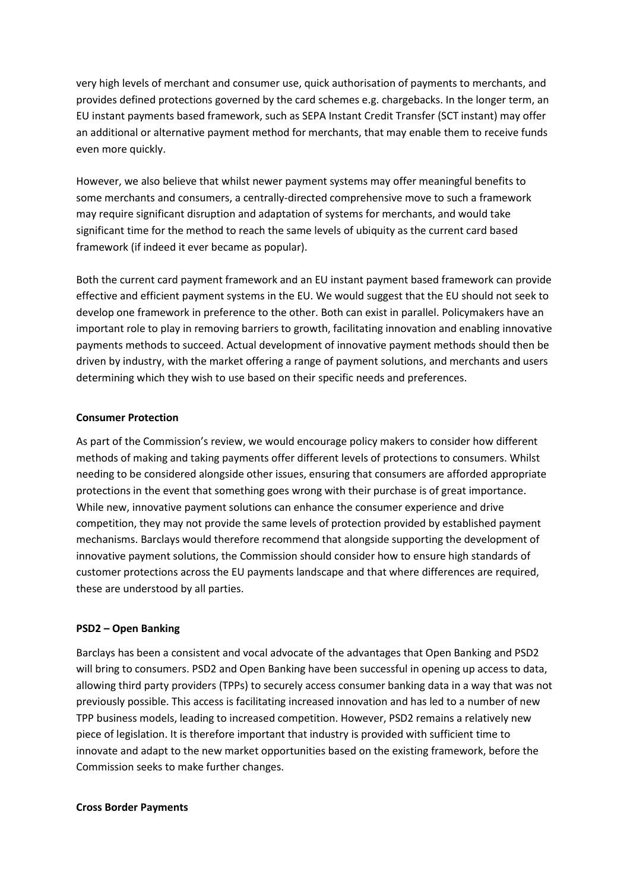very high levels of merchant and consumer use, quick authorisation of payments to merchants, and provides defined protections governed by the card schemes e.g. chargebacks. In the longer term, an EU instant payments based framework, such as SEPA Instant Credit Transfer (SCT instant) may offer an additional or alternative payment method for merchants, that may enable them to receive funds even more quickly.

However, we also believe that whilst newer payment systems may offer meaningful benefits to some merchants and consumers, a centrally-directed comprehensive move to such a framework may require significant disruption and adaptation of systems for merchants, and would take significant time for the method to reach the same levels of ubiquity as the current card based framework (if indeed it ever became as popular).

Both the current card payment framework and an EU instant payment based framework can provide effective and efficient payment systems in the EU. We would suggest that the EU should not seek to develop one framework in preference to the other. Both can exist in parallel. Policymakers have an important role to play in removing barriers to growth, facilitating innovation and enabling innovative payments methods to succeed. Actual development of innovative payment methods should then be driven by industry, with the market offering a range of payment solutions, and merchants and users determining which they wish to use based on their specific needs and preferences.

**Consumer Protection**

As part of the Commission's review, we would encourage policy makers to consider how different methods of making and taking payments offer different levels of protections to consumers. Whilst needing to be considered alongside other issues, ensuring that consumers are afforded appropriate protections in the event that something goes wrong with their purchase is of great importance. While new, innovative payment solutions can enhance the consumer experience and drive competition, they may not provide the same levels of protection provided by established payment mechanisms. Barclays would therefore recommend that alongside supporting the development of innovative payment solutions, the Commission should consider how to ensure high standards of customer protections across the EU payments landscape and that where differences are required, these are understood by all parties.

**PSD2 – Open Banking**

Barclays has been a consistent and vocal advocate of the advantages that Open Banking and PSD2 will bring to consumers. PSD2 and Open Banking have been successful in opening up access to data, allowing third party providers (TPPs) to securely access consumer banking data in a way that was not previously possible. This access is facilitating increased innovation and has led to a number of new TPP business models, leading to increased competition. However, PSD2 remains a relatively new piece of legislation. It is therefore important that industry is provided with sufficient time to innovate and adapt to the new market opportunities based on the existing framework, before the Commission seeks to make further changes.

**Cross Border Payments**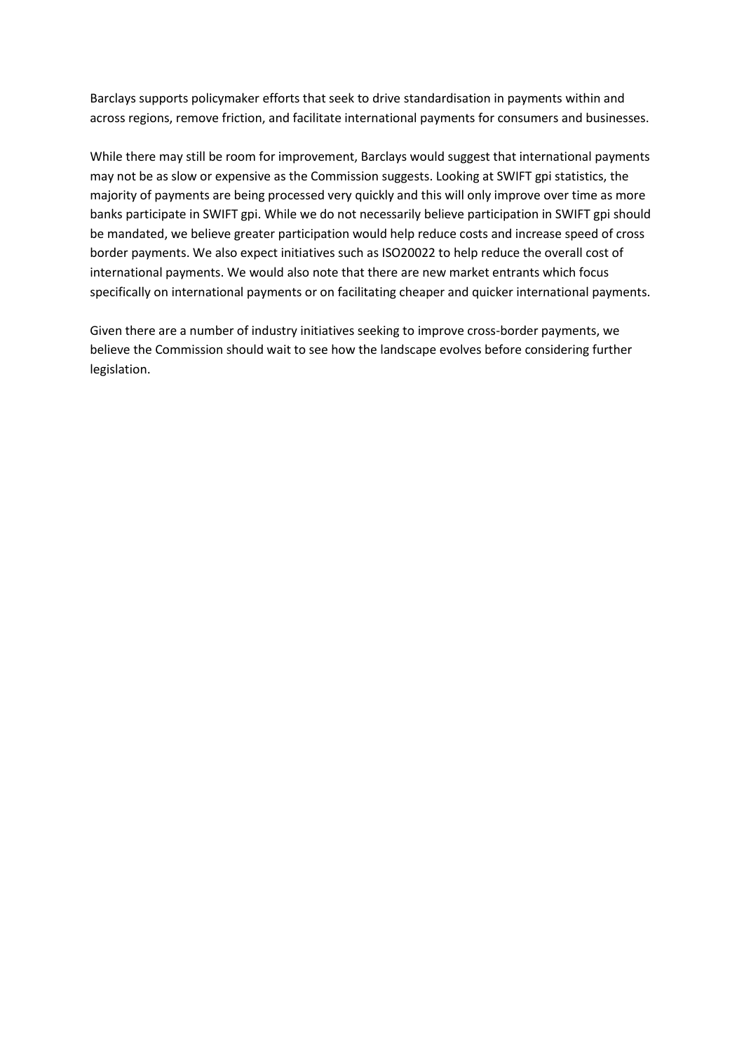Barclays supports policymaker efforts that seek to drive standardisation in payments within and across regions, remove friction, and facilitate international payments for consumers and businesses.

While there may still be room for improvement, Barclays would suggest that international payments may not be as slow or expensive as the Commission suggests. Looking at SWIFT gpi statistics, the majority of payments are being processed very quickly and this will only improve over time as more banks participate in SWIFT gpi. While we do not necessarily believe participation in SWIFT gpi should be mandated, we believe greater participation would help reduce costs and increase speed of cross border payments. We also expect initiatives such as ISO20022 to help reduce the overall cost of international payments. We would also note that there are new market entrants which focus specifically on international payments or on facilitating cheaper and quicker international payments.

Given there are a number of industry initiatives seeking to improve cross-border payments, we believe the Commission should wait to see how the landscape evolves before considering further legislation.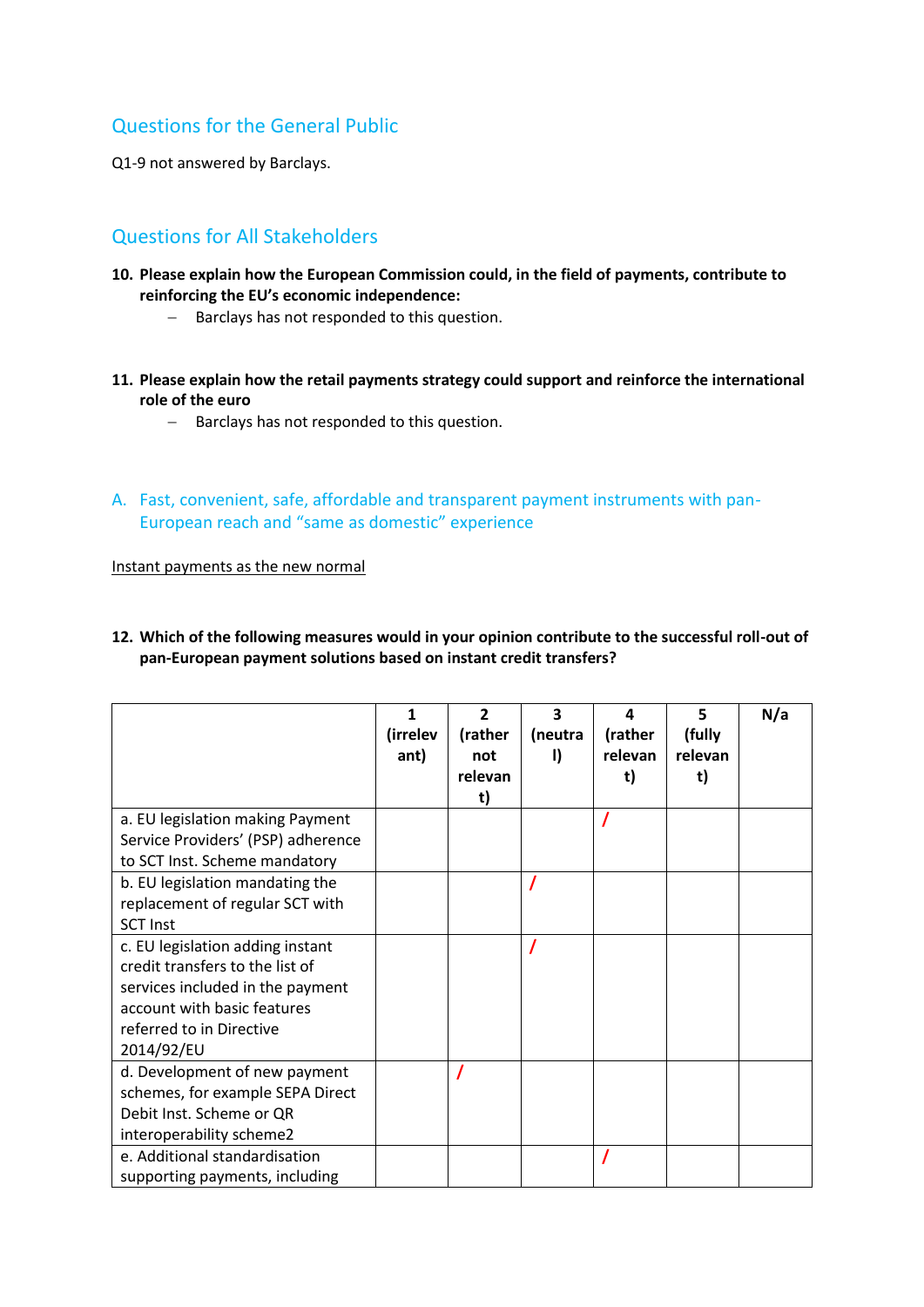## Questions for the General Public

Q1-9 not answered by Barclays.

## Questions for All Stakeholders

**10. Please explain how the European Commission could, in the field of payments, contribute to reinforcing the EU's economic independence:**

- Barclays has not responded to this question.

**11. Please explain how the retail payments strategy could support and reinforce the international role of the euro**

- Barclays has not responded to this question.

### A. Fast, convenient, safe, affordable and transparent payment instruments with pan-European reach and "same as domestic" experience

Instant payments as the new normal

**12. Which of the following measures would in your opinion contribute to the successful roll-out of pan-European payment solutions based on instant credit transfers?**

| | 1 (irrelevant) | 2 (rather not relevant) | 3 (neutral) | 4 (rather relevant) | 5 (fully relevant) | N/a |
|---|---|---|---|---|---|---|
| a. EU legislation making Payment Service Providers' (PSP) adherence to SCT Inst. Scheme mandatory | | | | / | | |
| b. EU legislation mandating the replacement of regular SCT with SCT Inst | | | / | | | |
| c. EU legislation adding instant credit transfers to the list of services included in the payment account with basic features referred to in Directive 2014/92/EU | | | / | | | |
| d. Development of new payment schemes, for example SEPA Direct Debit Inst. Scheme or QR interoperability scheme2 | | / | | | | |
| e. Additional standardisation supporting payments, including | | | | / | | |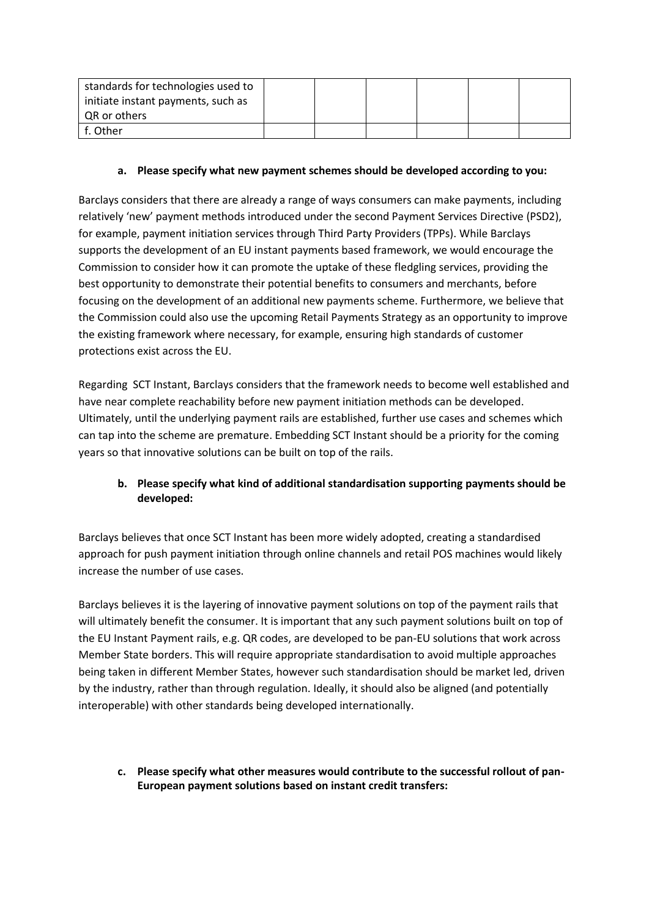| standards for technologies used to initiate instant payments, such as QR or others | | | | | |
|---|---|---|---|---|---|
| f. Other | | | | | |

**a. Please specify what new payment schemes should be developed according to you:**

Barclays considers that there are already a range of ways consumers can make payments, including relatively 'new' payment methods introduced under the second Payment Services Directive (PSD2), for example, payment initiation services through Third Party Providers (TPPs). While Barclays supports the development of an EU instant payments based framework, we would encourage the Commission to consider how it can promote the uptake of these fledgling services, providing the best opportunity to demonstrate their potential benefits to consumers and merchants, before focusing on the development of an additional new payments scheme. Furthermore, we believe that the Commission could also use the upcoming Retail Payments Strategy as an opportunity to improve the existing framework where necessary, for example, ensuring high standards of customer protections exist across the EU.

Regarding SCT Instant, Barclays considers that the framework needs to become well established and have near complete reachability before new payment initiation methods can be developed. Ultimately, until the underlying payment rails are established, further use cases and schemes which can tap into the scheme are premature. Embedding SCT Instant should be a priority for the coming years so that innovative solutions can be built on top of the rails.

**b. Please specify what kind of additional standardisation supporting payments should be developed:**

Barclays believes that once SCT Instant has been more widely adopted, creating a standardised approach for push payment initiation through online channels and retail POS machines would likely increase the number of use cases.

Barclays believes it is the layering of innovative payment solutions on top of the payment rails that will ultimately benefit the consumer. It is important that any such payment solutions built on top of the EU Instant Payment rails, e.g. QR codes, are developed to be pan-EU solutions that work across Member State borders. This will require appropriate standardisation to avoid multiple approaches being taken in different Member States, however such standardisation should be market led, driven by the industry, rather than through regulation. Ideally, it should also be aligned (and potentially interoperable) with other standards being developed internationally.

**c. Please specify what other measures would contribute to the successful rollout of pan-European payment solutions based on instant credit transfers:**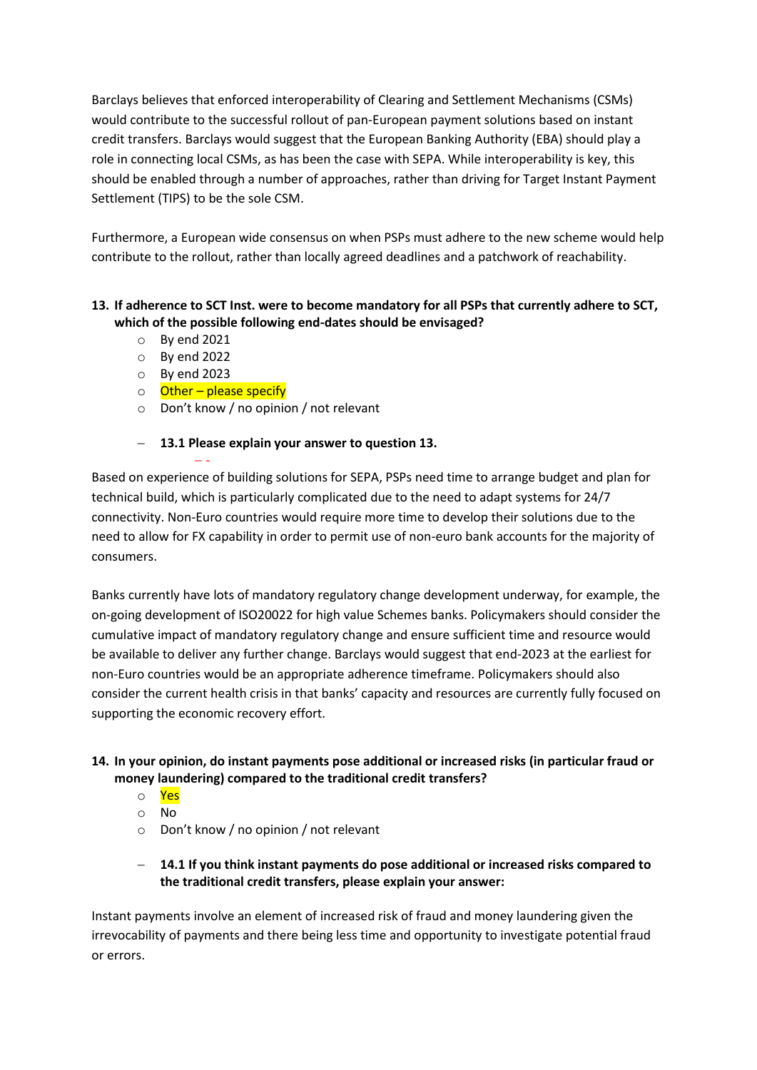Barclays believes that enforced interoperability of Clearing and Settlement Mechanisms (CSMs) would contribute to the successful rollout of pan-European payment solutions based on instant credit transfers. Barclays would suggest that the European Banking Authority (EBA) should play a role in connecting local CSMs, as has been the case with SEPA. While interoperability is key, this should be enabled through a number of approaches, rather than driving for Target Instant Payment Settlement (TIPS) to be the sole CSM.

Furthermore, a European wide consensus on when PSPs must adhere to the new scheme would help contribute to the rollout, rather than locally agreed deadlines and a patchwork of reachability.

**13. If adherence to SCT Inst. were to become mandatory for all PSPs that currently adhere to SCT, which of the possible following end-dates should be envisaged?**

- By end 2021
- By end 2022
- By end 2023
- Other – please specify
- Don't know / no opinion / not relevant

– **13.1 Please explain your answer to question 13.**

Based on experience of building solutions for SEPA, PSPs need time to arrange budget and plan for technical build, which is particularly complicated due to the need to adapt systems for 24/7 connectivity. Non-Euro countries would require more time to develop their solutions due to the need to allow for FX capability in order to permit use of non-euro bank accounts for the majority of consumers.

Banks currently have lots of mandatory regulatory change development underway, for example, the on-going development of ISO20022 for high value Schemes banks. Policymakers should consider the cumulative impact of mandatory regulatory change and ensure sufficient time and resource would be available to deliver any further change. Barclays would suggest that end-2023 at the earliest for non-Euro countries would be an appropriate adherence timeframe. Policymakers should also consider the current health crisis in that banks' capacity and resources are currently fully focused on supporting the economic recovery effort.

**14. In your opinion, do instant payments pose additional or increased risks (in particular fraud or money laundering) compared to the traditional credit transfers?**

- Yes
- No
- Don't know / no opinion / not relevant

– **14.1 If you think instant payments do pose additional or increased risks compared to the traditional credit transfers, please explain your answer:**

Instant payments involve an element of increased risk of fraud and money laundering given the irrevocability of payments and there being less time and opportunity to investigate potential fraud or errors.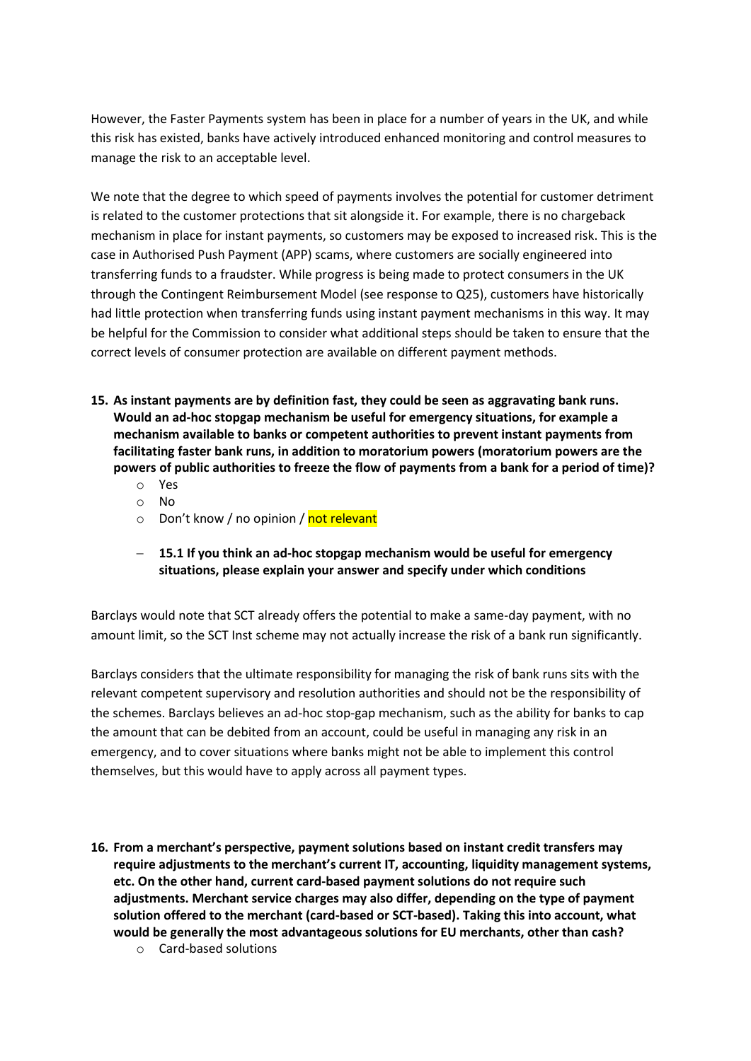However, the Faster Payments system has been in place for a number of years in the UK, and while this risk has existed, banks have actively introduced enhanced monitoring and control measures to manage the risk to an acceptable level.

We note that the degree to which speed of payments involves the potential for customer detriment is related to the customer protections that sit alongside it. For example, there is no chargeback mechanism in place for instant payments, so customers may be exposed to increased risk. This is the case in Authorised Push Payment (APP) scams, where customers are socially engineered into transferring funds to a fraudster. While progress is being made to protect consumers in the UK through the Contingent Reimbursement Model (see response to Q25), customers have historically had little protection when transferring funds using instant payment mechanisms in this way. It may be helpful for the Commission to consider what additional steps should be taken to ensure that the correct levels of consumer protection are available on different payment methods.

15. **As instant payments are by definition fast, they could be seen as aggravating bank runs. Would an ad-hoc stopgap mechanism be useful for emergency situations, for example a mechanism available to banks or competent authorities to prevent instant payments from facilitating faster bank runs, in addition to moratorium powers (moratorium powers are the powers of public authorities to freeze the flow of payments from a bank for a period of time)?**
    - Yes
    - No
    - Don't know / no opinion / not relevant

    - **15.1 If you think an ad-hoc stopgap mechanism would be useful for emergency situations, please explain your answer and specify under which conditions**

Barclays would note that SCT already offers the potential to make a same-day payment, with no amount limit, so the SCT Inst scheme may not actually increase the risk of a bank run significantly.

Barclays considers that the ultimate responsibility for managing the risk of bank runs sits with the relevant competent supervisory and resolution authorities and should not be the responsibility of the schemes. Barclays believes an ad-hoc stop-gap mechanism, such as the ability for banks to cap the amount that can be debited from an account, could be useful in managing any risk in an emergency, and to cover situations where banks might not be able to implement this control themselves, but this would have to apply across all payment types.

16. **From a merchant's perspective, payment solutions based on instant credit transfers may require adjustments to the merchant's current IT, accounting, liquidity management systems, etc. On the other hand, current card-based payment solutions do not require such adjustments. Merchant service charges may also differ, depending on the type of payment solution offered to the merchant (card-based or SCT-based). Taking this into account, what would be generally the most advantageous solutions for EU merchants, other than cash?**
    - Card-based solutions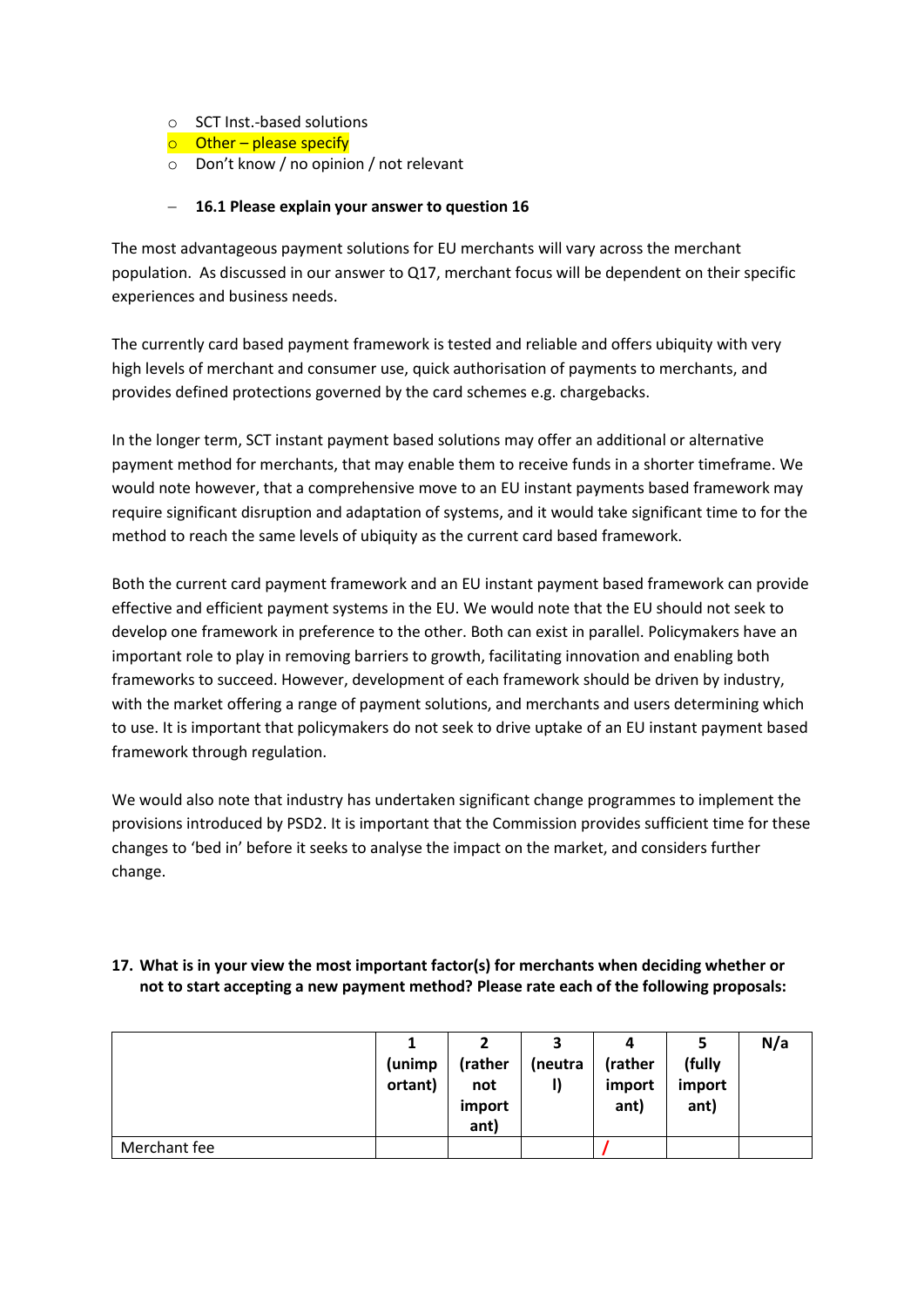- SCT Inst.-based solutions
- Other – please specify
- Don't know / no opinion / not relevant

– **16.1 Please explain your answer to question 16**

The most advantageous payment solutions for EU merchants will vary across the merchant population. As discussed in our answer to Q17, merchant focus will be dependent on their specific experiences and business needs.

The currently card based payment framework is tested and reliable and offers ubiquity with very high levels of merchant and consumer use, quick authorisation of payments to merchants, and provides defined protections governed by the card schemes e.g. chargebacks.

In the longer term, SCT instant payment based solutions may offer an additional or alternative payment method for merchants, that may enable them to receive funds in a shorter timeframe. We would note however, that a comprehensive move to an EU instant payments based framework may require significant disruption and adaptation of systems, and it would take significant time to for the method to reach the same levels of ubiquity as the current card based framework.

Both the current card payment framework and an EU instant payment based framework can provide effective and efficient payment systems in the EU. We would note that the EU should not seek to develop one framework in preference to the other. Both can exist in parallel. Policymakers have an important role to play in removing barriers to growth, facilitating innovation and enabling both frameworks to succeed. However, development of each framework should be driven by industry, with the market offering a range of payment solutions, and merchants and users determining which to use. It is important that policymakers do not seek to drive uptake of an EU instant payment based framework through regulation.

We would also note that industry has undertaken significant change programmes to implement the provisions introduced by PSD2. It is important that the Commission provides sufficient time for these changes to 'bed in' before it seeks to analyse the impact on the market, and considers further change.

**17. What is in your view the most important factor(s) for merchants when deciding whether or not to start accepting a new payment method? Please rate each of the following proposals:**

| | 1 (unimportant) | 2 (rather not important) | 3 (neutral) | 4 (rather important) | 5 (fully important) | N/a |
|---|---|---|---|---|---|---|
| Merchant fee | | | | / | | |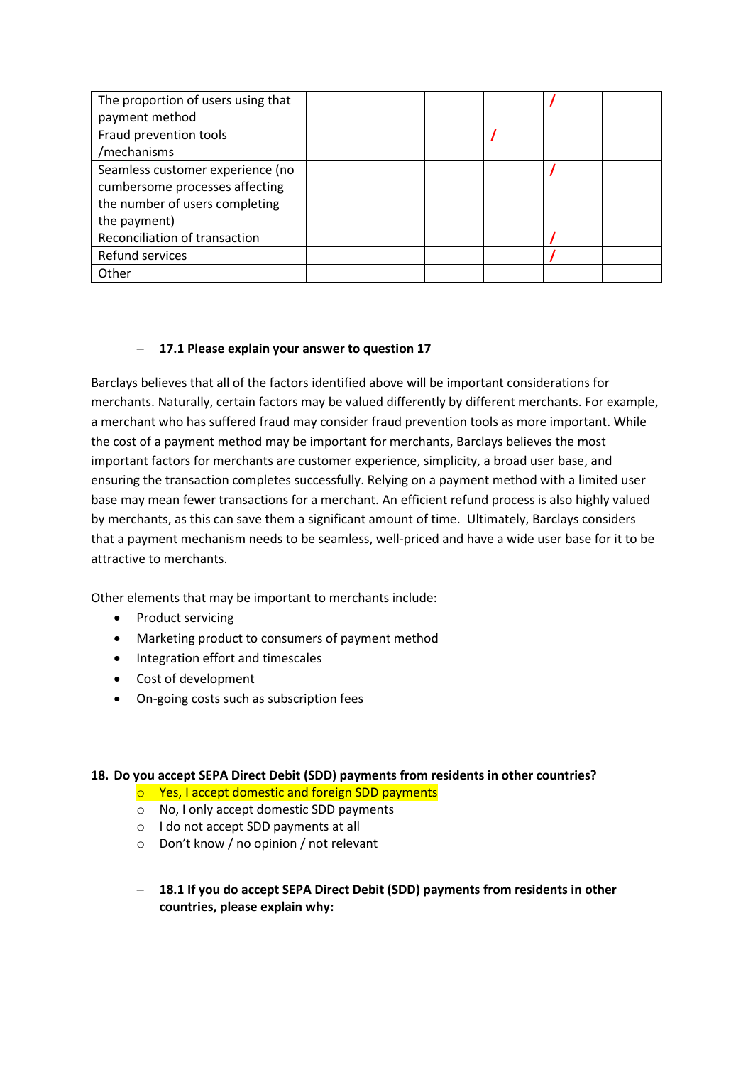| | | | | | | |
|---|---|---|---|---|---|---|
| The proportion of users using that payment method | | | | | / | |
| Fraud prevention tools /mechanisms | | | | / | | |
| Seamless customer experience (no cumbersome processes affecting the number of users completing the payment) | | | | | / | |
| Reconciliation of transaction | | | | | / | |
| Refund services | | | | | / | |
| Other | | | | | | |

– **17.1 Please explain your answer to question 17**

Barclays believes that all of the factors identified above will be important considerations for merchants. Naturally, certain factors may be valued differently by different merchants. For example, a merchant who has suffered fraud may consider fraud prevention tools as more important. While the cost of a payment method may be important for merchants, Barclays believes the most important factors for merchants are customer experience, simplicity, a broad user base, and ensuring the transaction completes successfully. Relying on a payment method with a limited user base may mean fewer transactions for a merchant. An efficient refund process is also highly valued by merchants, as this can save them a significant amount of time. Ultimately, Barclays considers that a payment mechanism needs to be seamless, well-priced and have a wide user base for it to be attractive to merchants.

Other elements that may be important to merchants include:

- Product servicing
- Marketing product to consumers of payment method
- Integration effort and timescales
- Cost of development
- On-going costs such as subscription fees

**18. Do you accept SEPA Direct Debit (SDD) payments from residents in other countries?**

- Yes, I accept domestic and foreign SDD payments
- No, I only accept domestic SDD payments
- I do not accept SDD payments at all
- Don't know / no opinion / not relevant

– **18.1 If you do accept SEPA Direct Debit (SDD) payments from residents in other countries, please explain why:**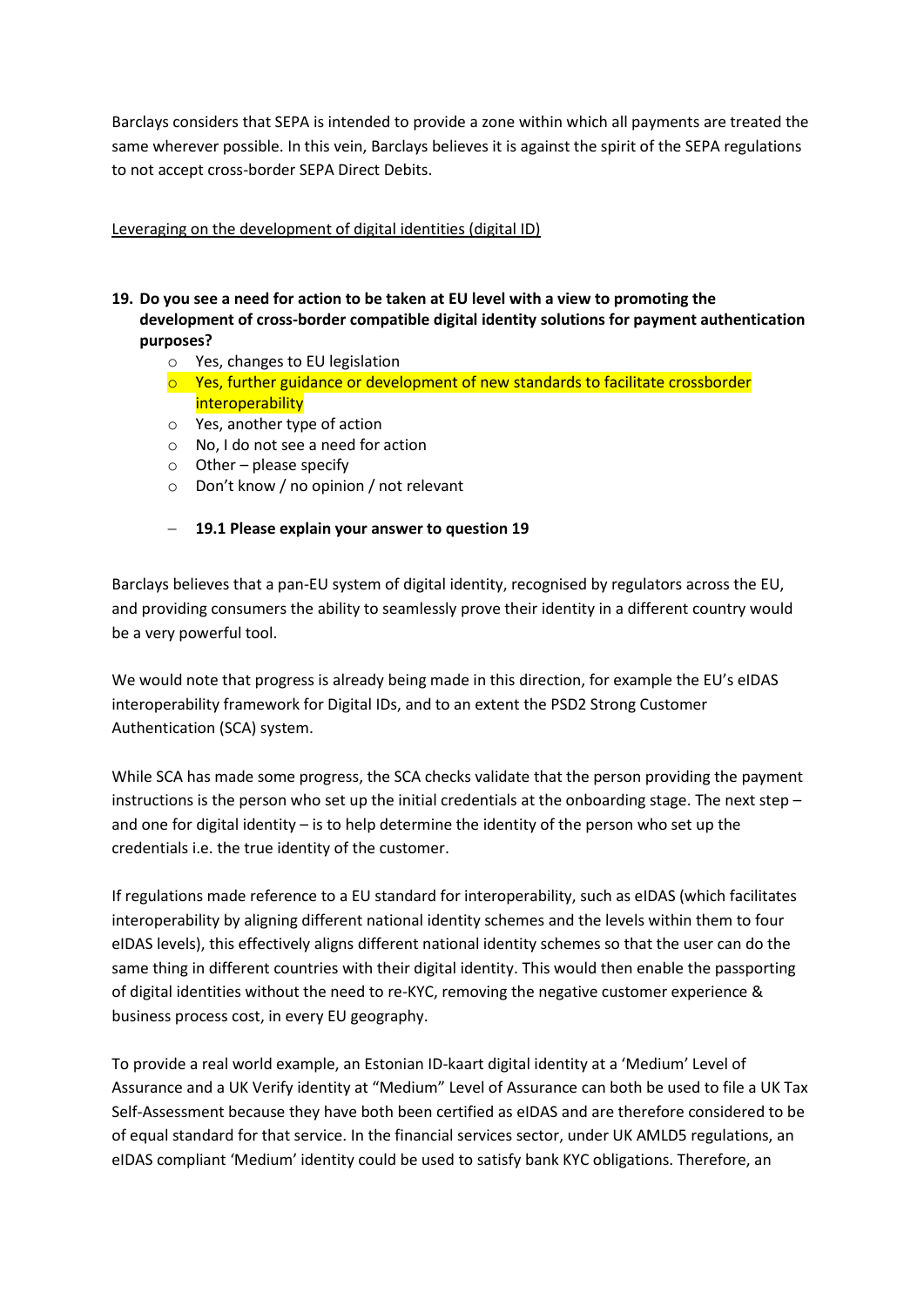Barclays considers that SEPA is intended to provide a zone within which all payments are treated the same wherever possible. In this vein, Barclays believes it is against the spirit of the SEPA regulations to not accept cross-border SEPA Direct Debits.

<u>Leveraging on the development of digital identities (digital ID)</u>

**19. Do you see a need for action to be taken at EU level with a view to promoting the development of cross-border compatible digital identity solutions for payment authentication purposes?**

- ○ Yes, changes to EU legislation
- ○ Yes, further guidance or development of new standards to facilitate crossborder interoperability
- ○ Yes, another type of action
- ○ No, I do not see a need for action
- ○ Other – please specify
- ○ Don't know / no opinion / not relevant

– **19.1 Please explain your answer to question 19**

Barclays believes that a pan-EU system of digital identity, recognised by regulators across the EU, and providing consumers the ability to seamlessly prove their identity in a different country would be a very powerful tool.

We would note that progress is already being made in this direction, for example the EU's eIDAS interoperability framework for Digital IDs, and to an extent the PSD2 Strong Customer Authentication (SCA) system.

While SCA has made some progress, the SCA checks validate that the person providing the payment instructions is the person who set up the initial credentials at the onboarding stage. The next step – and one for digital identity – is to help determine the identity of the person who set up the credentials i.e. the true identity of the customer.

If regulations made reference to a EU standard for interoperability, such as eIDAS (which facilitates interoperability by aligning different national identity schemes and the levels within them to four eIDAS levels), this effectively aligns different national identity schemes so that the user can do the same thing in different countries with their digital identity. This would then enable the passporting of digital identities without the need to re-KYC, removing the negative customer experience & business process cost, in every EU geography.

To provide a real world example, an Estonian ID-kaart digital identity at a 'Medium' Level of Assurance and a UK Verify identity at "Medium" Level of Assurance can both be used to file a UK Tax Self-Assessment because they have both been certified as eIDAS and are therefore considered to be of equal standard for that service. In the financial services sector, under UK AMLD5 regulations, an eIDAS compliant 'Medium' identity could be used to satisfy bank KYC obligations. Therefore, an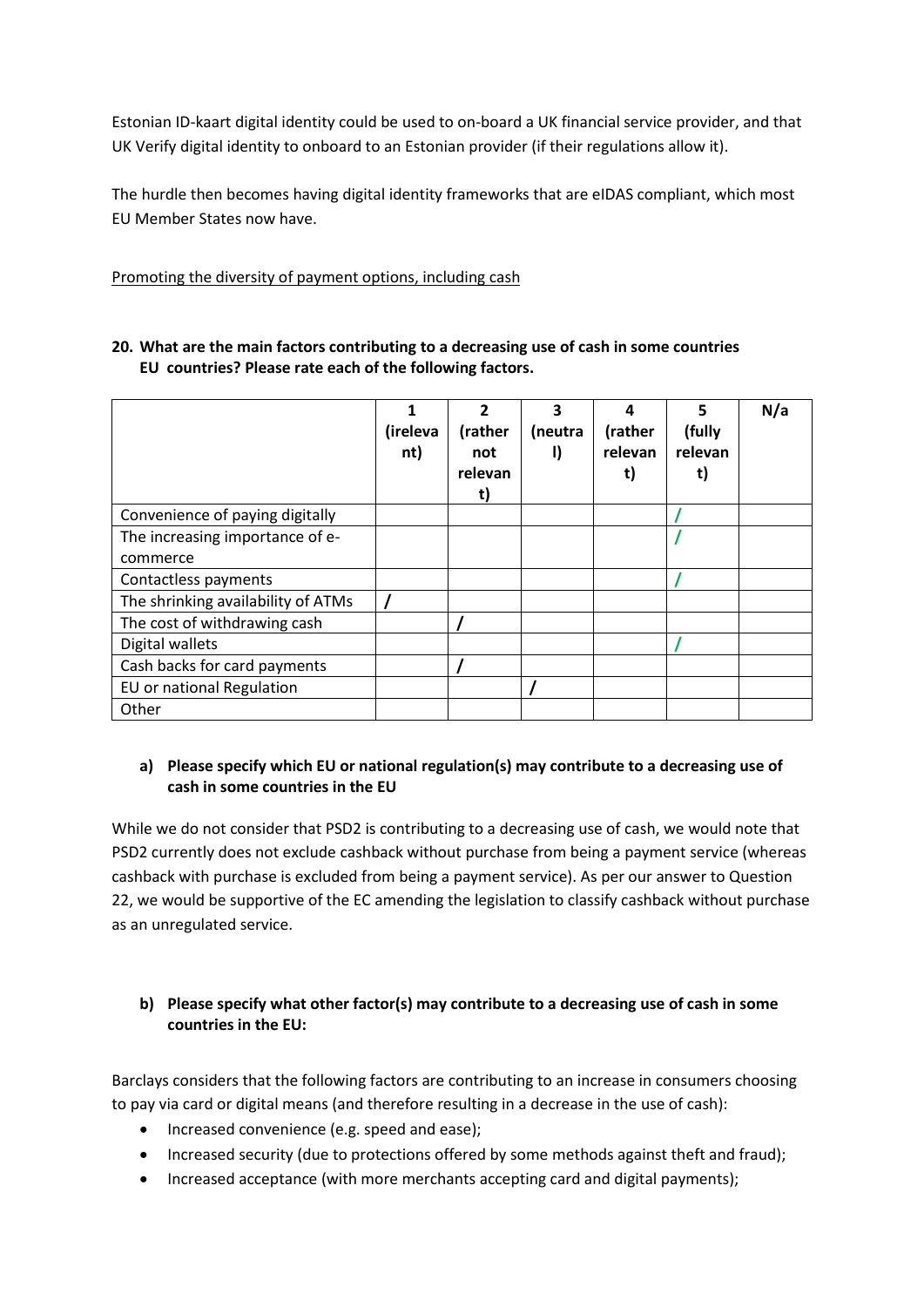Estonian ID-kaart digital identity could be used to on-board a UK financial service provider, and that UK Verify digital identity to onboard to an Estonian provider (if their regulations allow it).

The hurdle then becomes having digital identity frameworks that are eIDAS compliant, which most EU Member States now have.

Promoting the diversity of payment options, including cash

**20. What are the main factors contributing to a decreasing use of cash in some countries EU countries? Please rate each of the following factors.**

| | 1 (ireleva nt) | 2 (rather not relevan t) | 3 (neutra l) | 4 (rather relevan t) | 5 (fully relevan t) | N/a |
|---|---|---|---|---|---|---|
| Convenience of paying digitally | | | | | / | |
| The increasing importance of e-commerce | | | | | / | |
| Contactless payments | | | | | / | |
| The shrinking availability of ATMs | / | | | | | |
| The cost of withdrawing cash | | / | | | | |
| Digital wallets | | | | | / | |
| Cash backs for card payments | | / | | | | |
| EU or national Regulation | | | / | | | |
| Other | | | | | | |

**a) Please specify which EU or national regulation(s) may contribute to a decreasing use of cash in some countries in the EU**

While we do not consider that PSD2 is contributing to a decreasing use of cash, we would note that PSD2 currently does not exclude cashback without purchase from being a payment service (whereas cashback with purchase is excluded from being a payment service). As per our answer to Question 22, we would be supportive of the EC amending the legislation to classify cashback without purchase as an unregulated service.

**b) Please specify what other factor(s) may contribute to a decreasing use of cash in some countries in the EU:**

Barclays considers that the following factors are contributing to an increase in consumers choosing to pay via card or digital means (and therefore resulting in a decrease in the use of cash):

- Increased convenience (e.g. speed and ease);
- Increased security (due to protections offered by some methods against theft and fraud);
- Increased acceptance (with more merchants accepting card and digital payments);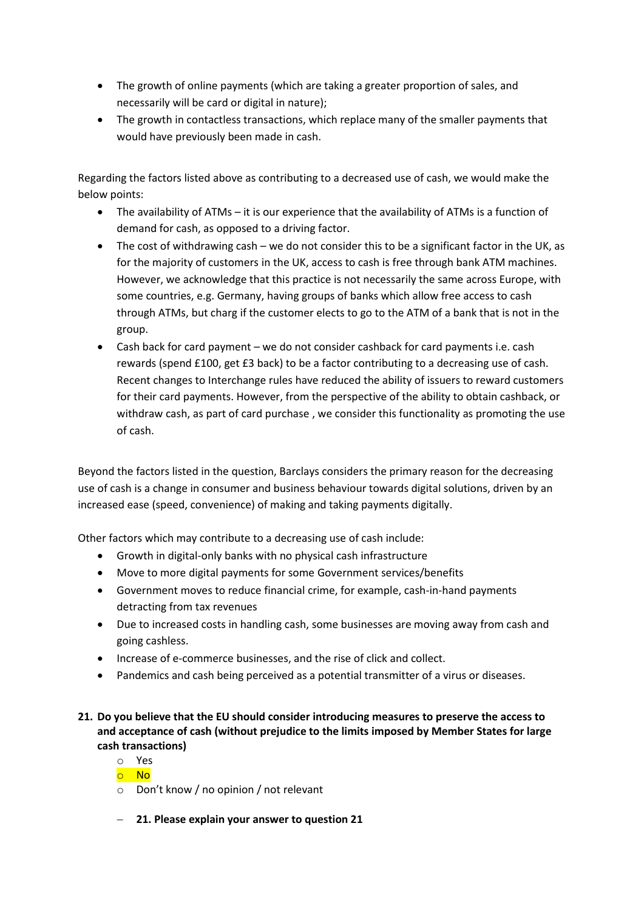- The growth of online payments (which are taking a greater proportion of sales, and necessarily will be card or digital in nature);
- The growth in contactless transactions, which replace many of the smaller payments that would have previously been made in cash.

Regarding the factors listed above as contributing to a decreased use of cash, we would make the below points:

- The availability of ATMs – it is our experience that the availability of ATMs is a function of demand for cash, as opposed to a driving factor.
- The cost of withdrawing cash – we do not consider this to be a significant factor in the UK, as for the majority of customers in the UK, access to cash is free through bank ATM machines. However, we acknowledge that this practice is not necessarily the same across Europe, with some countries, e.g. Germany, having groups of banks which allow free access to cash through ATMs, but charg if the customer elects to go to the ATM of a bank that is not in the group.
- Cash back for card payment – we do not consider cashback for card payments i.e. cash rewards (spend £100, get £3 back) to be a factor contributing to a decreasing use of cash. Recent changes to Interchange rules have reduced the ability of issuers to reward customers for their card payments. However, from the perspective of the ability to obtain cashback, or withdraw cash, as part of card purchase , we consider this functionality as promoting the use of cash.

Beyond the factors listed in the question, Barclays considers the primary reason for the decreasing use of cash is a change in consumer and business behaviour towards digital solutions, driven by an increased ease (speed, convenience) of making and taking payments digitally.

Other factors which may contribute to a decreasing use of cash include:

- Growth in digital-only banks with no physical cash infrastructure
- Move to more digital payments for some Government services/benefits
- Government moves to reduce financial crime, for example, cash-in-hand payments detracting from tax revenues
- Due to increased costs in handling cash, some businesses are moving away from cash and going cashless.
- Increase of e-commerce businesses, and the rise of click and collect.
- Pandemics and cash being perceived as a potential transmitter of a virus or diseases.

**21. Do you believe that the EU should consider introducing measures to preserve the access to and acceptance of cash (without prejudice to the limits imposed by Member States for large cash transactions)**

- Yes
- **No** (selected)
- Don't know / no opinion / not relevant

– **21. Please explain your answer to question 21**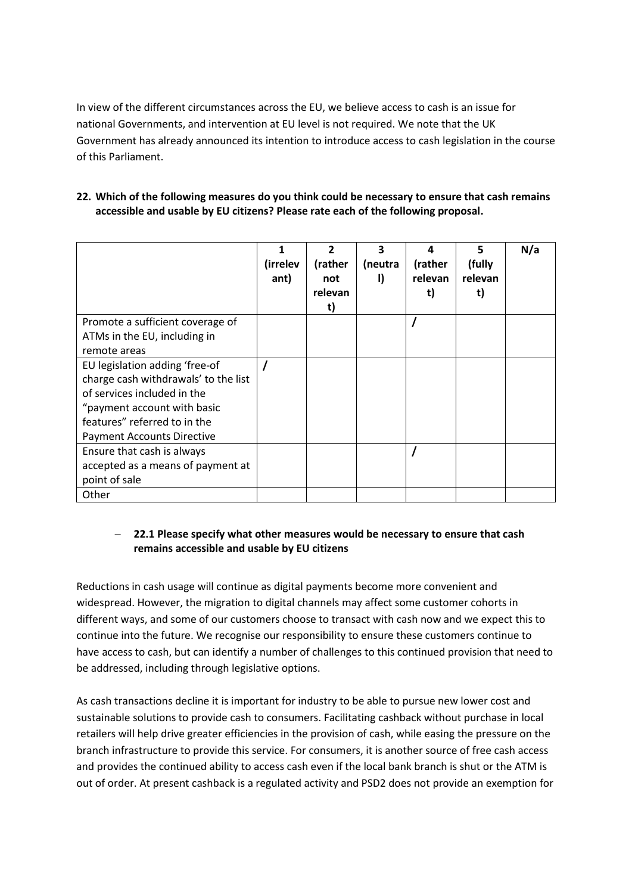In view of the different circumstances across the EU, we believe access to cash is an issue for national Governments, and intervention at EU level is not required. We note that the UK Government has already announced its intention to introduce access to cash legislation in the course of this Parliament.

**22. Which of the following measures do you think could be necessary to ensure that cash remains accessible and usable by EU citizens? Please rate each of the following proposal.**

| | 1 (irrelevant) | 2 (rather not relevant) | 3 (neutral) | 4 (rather relevant) | 5 (fully relevant) | N/a |
|---|---|---|---|---|---|---|
| Promote a sufficient coverage of ATMs in the EU, including in remote areas | | | | / | | |
| EU legislation adding 'free-of charge cash withdrawals' to the list of services included in the "payment account with basic features" referred to in the Payment Accounts Directive | / | | | | | |
| Ensure that cash is always accepted as a means of payment at point of sale | | | | / | | |
| Other | | | | | | |

- **22.1 Please specify what other measures would be necessary to ensure that cash remains accessible and usable by EU citizens**

Reductions in cash usage will continue as digital payments become more convenient and widespread. However, the migration to digital channels may affect some customer cohorts in different ways, and some of our customers choose to transact with cash now and we expect this to continue into the future. We recognise our responsibility to ensure these customers continue to have access to cash, but can identify a number of challenges to this continued provision that need to be addressed, including through legislative options.

As cash transactions decline it is important for industry to be able to pursue new lower cost and sustainable solutions to provide cash to consumers. Facilitating cashback without purchase in local retailers will help drive greater efficiencies in the provision of cash, while easing the pressure on the branch infrastructure to provide this service. For consumers, it is another source of free cash access and provides the continued ability to access cash even if the local bank branch is shut or the ATM is out of order. At present cashback is a regulated activity and PSD2 does not provide an exemption for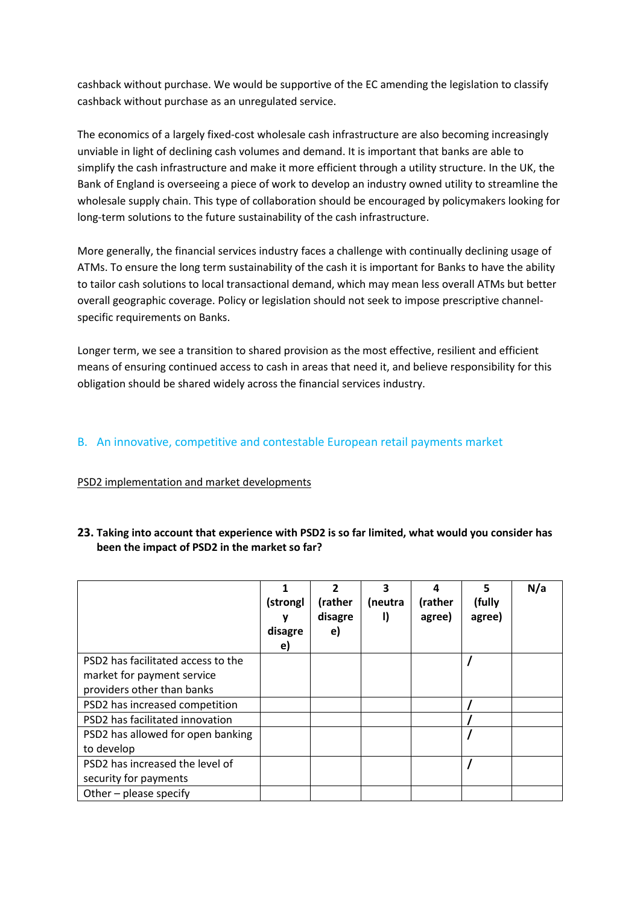cashback without purchase. We would be supportive of the EC amending the legislation to classify cashback without purchase as an unregulated service.

The economics of a largely fixed-cost wholesale cash infrastructure are also becoming increasingly unviable in light of declining cash volumes and demand. It is important that banks are able to simplify the cash infrastructure and make it more efficient through a utility structure. In the UK, the Bank of England is overseeing a piece of work to develop an industry owned utility to streamline the wholesale supply chain. This type of collaboration should be encouraged by policymakers looking for long-term solutions to the future sustainability of the cash infrastructure.

More generally, the financial services industry faces a challenge with continually declining usage of ATMs. To ensure the long term sustainability of the cash it is important for Banks to have the ability to tailor cash solutions to local transactional demand, which may mean less overall ATMs but better overall geographic coverage. Policy or legislation should not seek to impose prescriptive channel-specific requirements on Banks.

Longer term, we see a transition to shared provision as the most effective, resilient and efficient means of ensuring continued access to cash in areas that need it, and believe responsibility for this obligation should be shared widely across the financial services industry.

## B. An innovative, competitive and contestable European retail payments market

PSD2 implementation and market developments

**23. Taking into account that experience with PSD2 is so far limited, what would you consider has been the impact of PSD2 in the market so far?**

| | 1 (strongly disagree) | 2 (rather disagree) | 3 (neutral) | 4 (rather agree) | 5 (fully agree) | N/a |
|---|---|---|---|---|---|---|
| PSD2 has facilitated access to the market for payment service providers other than banks | | | | | / | |
| PSD2 has increased competition | | | | | / | |
| PSD2 has facilitated innovation | | | | | / | |
| PSD2 has allowed for open banking to develop | | | | | / | |
| PSD2 has increased the level of security for payments | | | | | / | |
| Other – please specify | | | | | | |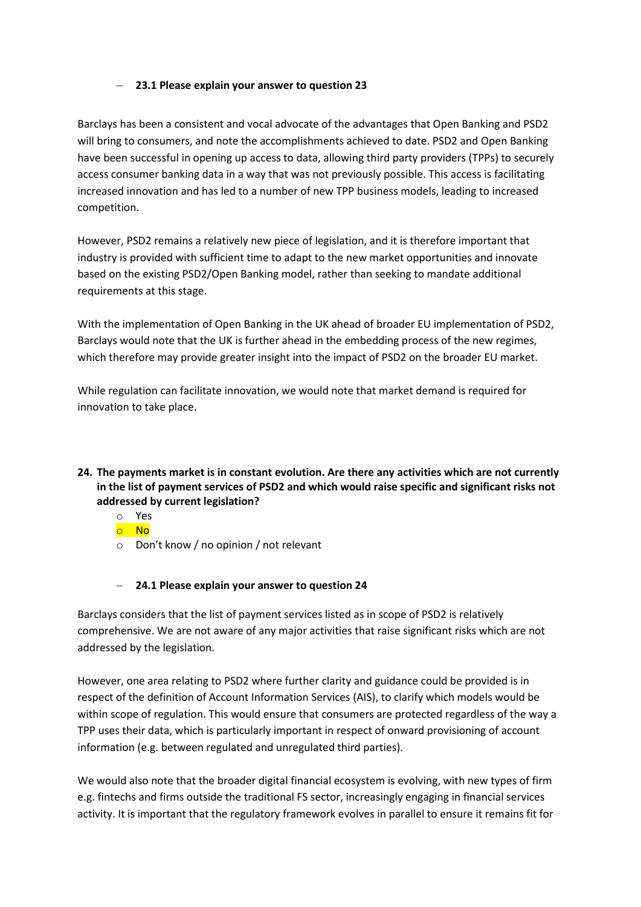- **23.1 Please explain your answer to question 23**

Barclays has been a consistent and vocal advocate of the advantages that Open Banking and PSD2 will bring to consumers, and note the accomplishments achieved to date. PSD2 and Open Banking have been successful in opening up access to data, allowing third party providers (TPPs) to securely access consumer banking data in a way that was not previously possible. This access is facilitating increased innovation and has led to a number of new TPP business models, leading to increased competition.

However, PSD2 remains a relatively new piece of legislation, and it is therefore important that industry is provided with sufficient time to adapt to the new market opportunities and innovate based on the existing PSD2/Open Banking model, rather than seeking to mandate additional requirements at this stage.

With the implementation of Open Banking in the UK ahead of broader EU implementation of PSD2, Barclays would note that the UK is further ahead in the embedding process of the new regimes, which therefore may provide greater insight into the impact of PSD2 on the broader EU market.

While regulation can facilitate innovation, we would note that market demand is required for innovation to take place.

**24. The payments market is in constant evolution. Are there any activities which are not currently in the list of payment services of PSD2 and which would raise specific and significant risks not addressed by current legislation?**

- Yes
- No
- Don't know / no opinion / not relevant

- **24.1 Please explain your answer to question 24**

Barclays considers that the list of payment services listed as in scope of PSD2 is relatively comprehensive. We are not aware of any major activities that raise significant risks which are not addressed by the legislation.

However, one area relating to PSD2 where further clarity and guidance could be provided is in respect of the definition of Account Information Services (AIS), to clarify which models would be within scope of regulation. This would ensure that consumers are protected regardless of the way a TPP uses their data, which is particularly important in respect of onward provisioning of account information (e.g. between regulated and unregulated third parties).

We would also note that the broader digital financial ecosystem is evolving, with new types of firm e.g. fintechs and firms outside the traditional FS sector, increasingly engaging in financial services activity. It is important that the regulatory framework evolves in parallel to ensure it remains fit for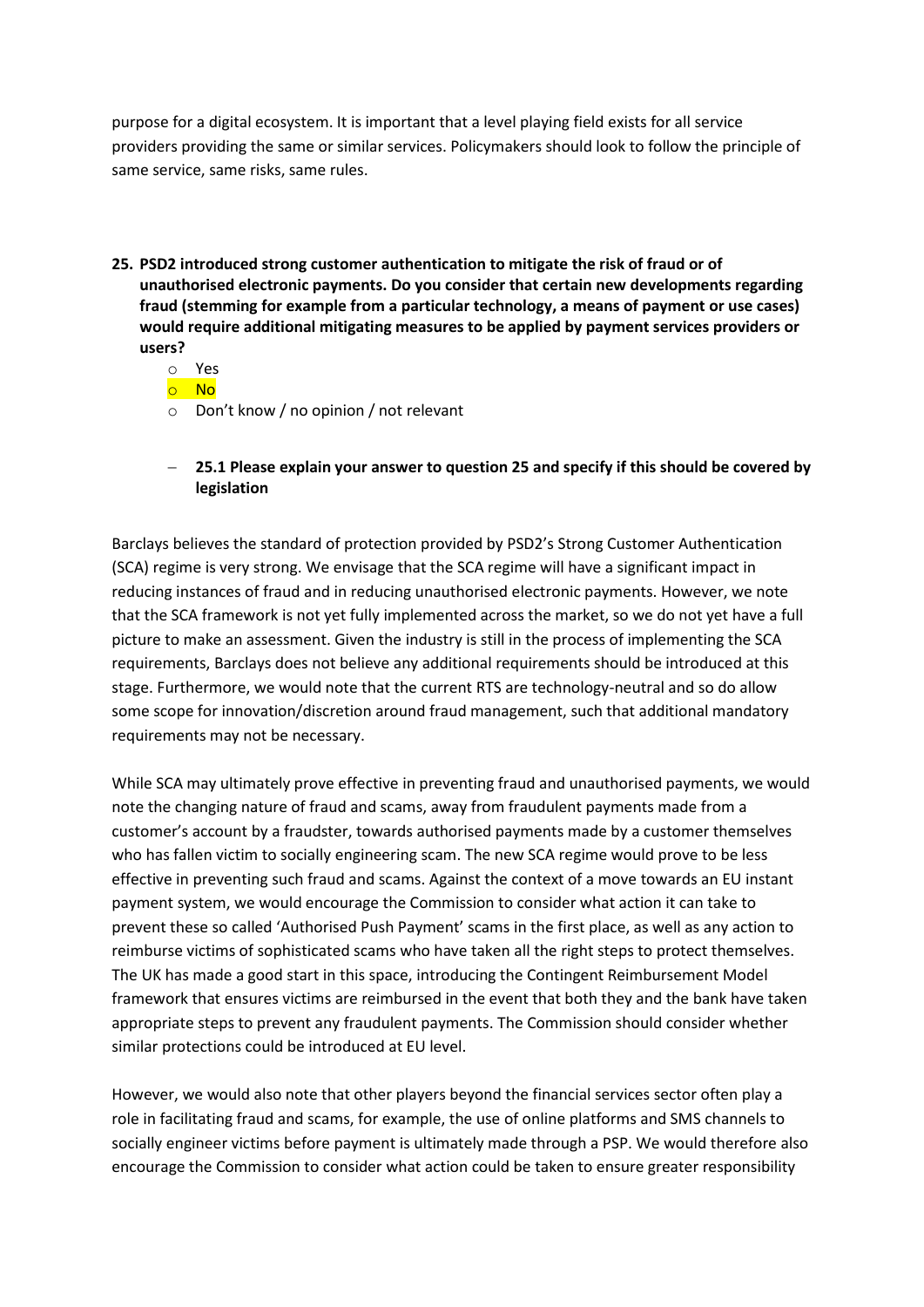purpose for a digital ecosystem. It is important that a level playing field exists for all service providers providing the same or similar services. Policymakers should look to follow the principle of same service, same risks, same rules.

**25. PSD2 introduced strong customer authentication to mitigate the risk of fraud or of unauthorised electronic payments. Do you consider that certain new developments regarding fraud (stemming for example from a particular technology, a means of payment or use cases) would require additional mitigating measures to be applied by payment services providers or users?**

- Yes
- No
- Don't know / no opinion / not relevant

– **25.1 Please explain your answer to question 25 and specify if this should be covered by legislation**

Barclays believes the standard of protection provided by PSD2's Strong Customer Authentication (SCA) regime is very strong. We envisage that the SCA regime will have a significant impact in reducing instances of fraud and in reducing unauthorised electronic payments. However, we note that the SCA framework is not yet fully implemented across the market, so we do not yet have a full picture to make an assessment. Given the industry is still in the process of implementing the SCA requirements, Barclays does not believe any additional requirements should be introduced at this stage. Furthermore, we would note that the current RTS are technology-neutral and so do allow some scope for innovation/discretion around fraud management, such that additional mandatory requirements may not be necessary.

While SCA may ultimately prove effective in preventing fraud and unauthorised payments, we would note the changing nature of fraud and scams, away from fraudulent payments made from a customer's account by a fraudster, towards authorised payments made by a customer themselves who has fallen victim to socially engineering scam. The new SCA regime would prove to be less effective in preventing such fraud and scams. Against the context of a move towards an EU instant payment system, we would encourage the Commission to consider what action it can take to prevent these so called 'Authorised Push Payment' scams in the first place, as well as any action to reimburse victims of sophisticated scams who have taken all the right steps to protect themselves. The UK has made a good start in this space, introducing the Contingent Reimbursement Model framework that ensures victims are reimbursed in the event that both they and the bank have taken appropriate steps to prevent any fraudulent payments. The Commission should consider whether similar protections could be introduced at EU level.

However, we would also note that other players beyond the financial services sector often play a role in facilitating fraud and scams, for example, the use of online platforms and SMS channels to socially engineer victims before payment is ultimately made through a PSP. We would therefore also encourage the Commission to consider what action could be taken to ensure greater responsibility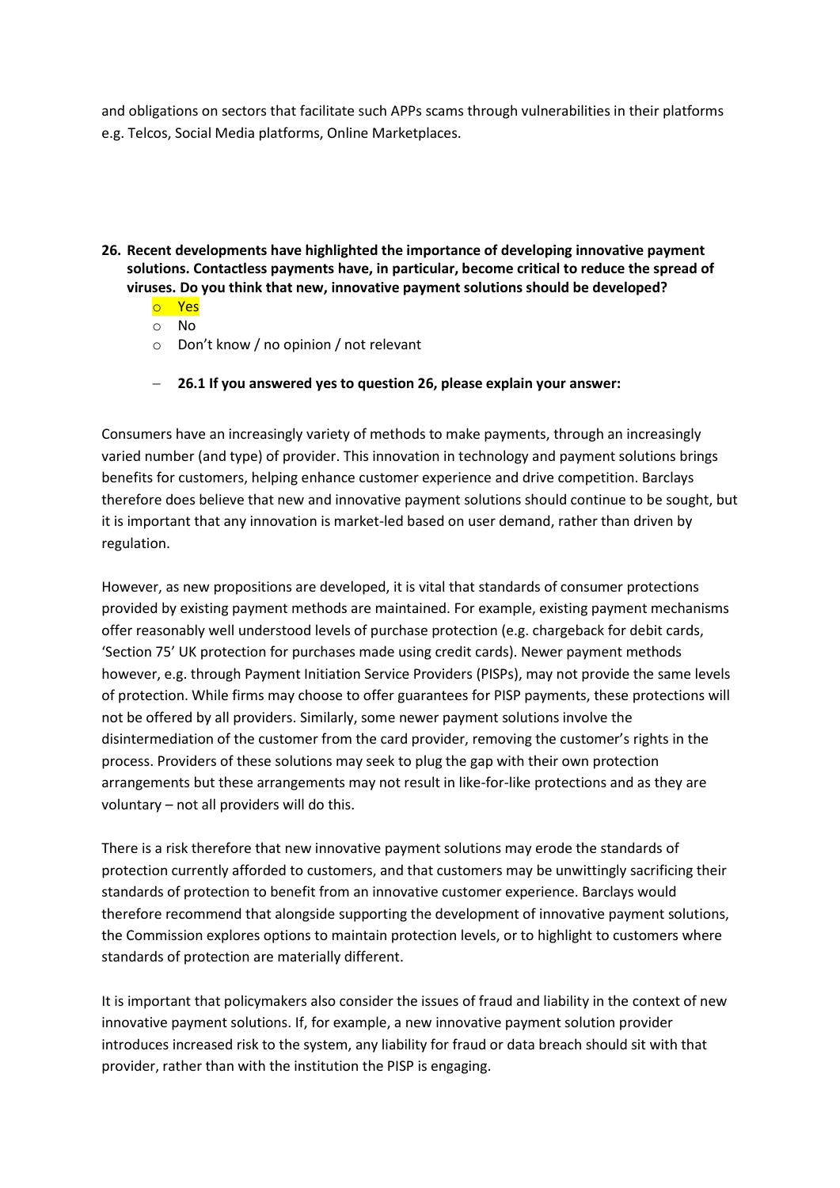and obligations on sectors that facilitate such APPs scams through vulnerabilities in their platforms e.g. Telcos, Social Media platforms, Online Marketplaces.

**26. Recent developments have highlighted the importance of developing innovative payment solutions. Contactless payments have, in particular, become critical to reduce the spread of viruses. Do you think that new, innovative payment solutions should be developed?**

- Yes
- No
- Don't know / no opinion / not relevant

– **26.1 If you answered yes to question 26, please explain your answer:**

Consumers have an increasingly variety of methods to make payments, through an increasingly varied number (and type) of provider. This innovation in technology and payment solutions brings benefits for customers, helping enhance customer experience and drive competition. Barclays therefore does believe that new and innovative payment solutions should continue to be sought, but it is important that any innovation is market-led based on user demand, rather than driven by regulation.

However, as new propositions are developed, it is vital that standards of consumer protections provided by existing payment methods are maintained. For example, existing payment mechanisms offer reasonably well understood levels of purchase protection (e.g. chargeback for debit cards, 'Section 75' UK protection for purchases made using credit cards). Newer payment methods however, e.g. through Payment Initiation Service Providers (PISPs), may not provide the same levels of protection. While firms may choose to offer guarantees for PISP payments, these protections will not be offered by all providers. Similarly, some newer payment solutions involve the disintermediation of the customer from the card provider, removing the customer's rights in the process. Providers of these solutions may seek to plug the gap with their own protection arrangements but these arrangements may not result in like-for-like protections and as they are voluntary – not all providers will do this.

There is a risk therefore that new innovative payment solutions may erode the standards of protection currently afforded to customers, and that customers may be unwittingly sacrificing their standards of protection to benefit from an innovative customer experience. Barclays would therefore recommend that alongside supporting the development of innovative payment solutions, the Commission explores options to maintain protection levels, or to highlight to customers where standards of protection are materially different.

It is important that policymakers also consider the issues of fraud and liability in the context of new innovative payment solutions. If, for example, a new innovative payment solution provider introduces increased risk to the system, any liability for fraud or data breach should sit with that provider, rather than with the institution the PISP is engaging.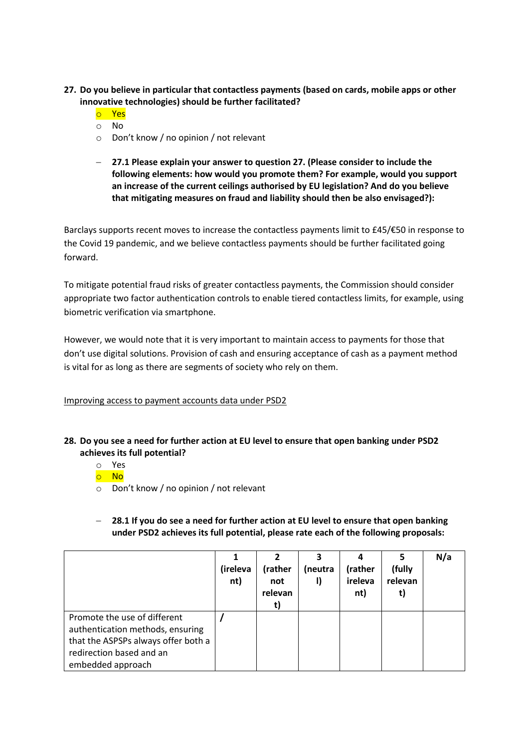**27. Do you believe in particular that contactless payments (based on cards, mobile apps or other innovative technologies) should be further facilitated?**

- Yes
- No
- Don't know / no opinion / not relevant

– **27.1 Please explain your answer to question 27. (Please consider to include the following elements: how would you promote them? For example, would you support an increase of the current ceilings authorised by EU legislation? And do you believe that mitigating measures on fraud and liability should then be also envisaged?):**

Barclays supports recent moves to increase the contactless payments limit to £45/€50 in response to the Covid 19 pandemic, and we believe contactless payments should be further facilitated going forward.

To mitigate potential fraud risks of greater contactless payments, the Commission should consider appropriate two factor authentication controls to enable tiered contactless limits, for example, using biometric verification via smartphone.

However, we would note that it is very important to maintain access to payments for those that don't use digital solutions. Provision of cash and ensuring acceptance of cash as a payment method is vital for as long as there are segments of society who rely on them.

Improving access to payment accounts data under PSD2

**28. Do you see a need for further action at EU level to ensure that open banking under PSD2 achieves its full potential?**

- Yes
- No
- Don't know / no opinion / not relevant

– **28.1 If you do see a need for further action at EU level to ensure that open banking under PSD2 achieves its full potential, please rate each of the following proposals:**

| | 1 (ireleva nt) | 2 (rather not relevan t) | 3 (neutra l) | 4 (rather ireleva nt) | 5 (fully relevan t) | N/a |
|---|---|---|---|---|---|---|
| Promote the use of different authentication methods, ensuring that the ASPSPs always offer both a redirection based and an embedded approach | / | | | | | |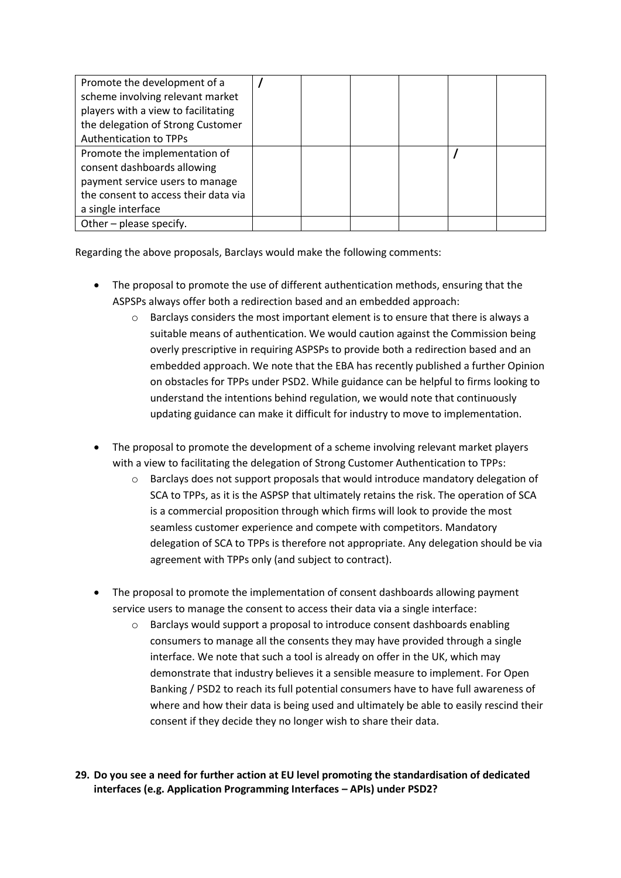| | | | | | | |
|---|---|---|---|---|---|---|
| Promote the development of a scheme involving relevant market players with a view to facilitating the delegation of Strong Customer Authentication to TPPs | / | | | | | |
| Promote the implementation of consent dashboards allowing payment service users to manage the consent to access their data via a single interface | | | | | / | |
| Other – please specify. | | | | | | |

Regarding the above proposals, Barclays would make the following comments:

- The proposal to promote the use of different authentication methods, ensuring that the ASPSPs always offer both a redirection based and an embedded approach:
  - Barclays considers the most important element is to ensure that there is always a suitable means of authentication. We would caution against the Commission being overly prescriptive in requiring ASPSPs to provide both a redirection based and an embedded approach. We note that the EBA has recently published a further Opinion on obstacles for TPPs under PSD2. While guidance can be helpful to firms looking to understand the intentions behind regulation, we would note that continuously updating guidance can make it difficult for industry to move to implementation.

- The proposal to promote the development of a scheme involving relevant market players with a view to facilitating the delegation of Strong Customer Authentication to TPPs:
  - Barclays does not support proposals that would introduce mandatory delegation of SCA to TPPs, as it is the ASPSP that ultimately retains the risk. The operation of SCA is a commercial proposition through which firms will look to provide the most seamless customer experience and compete with competitors. Mandatory delegation of SCA to TPPs is therefore not appropriate. Any delegation should be via agreement with TPPs only (and subject to contract).

- The proposal to promote the implementation of consent dashboards allowing payment service users to manage the consent to access their data via a single interface:
  - Barclays would support a proposal to introduce consent dashboards enabling consumers to manage all the consents they may have provided through a single interface. We note that such a tool is already on offer in the UK, which may demonstrate that industry believes it a sensible measure to implement. For Open Banking / PSD2 to reach its full potential consumers have to have full awareness of where and how their data is being used and ultimately be able to easily rescind their consent if they decide they no longer wish to share their data.

**29. Do you see a need for further action at EU level promoting the standardisation of dedicated interfaces (e.g. Application Programming Interfaces – APIs) under PSD2?**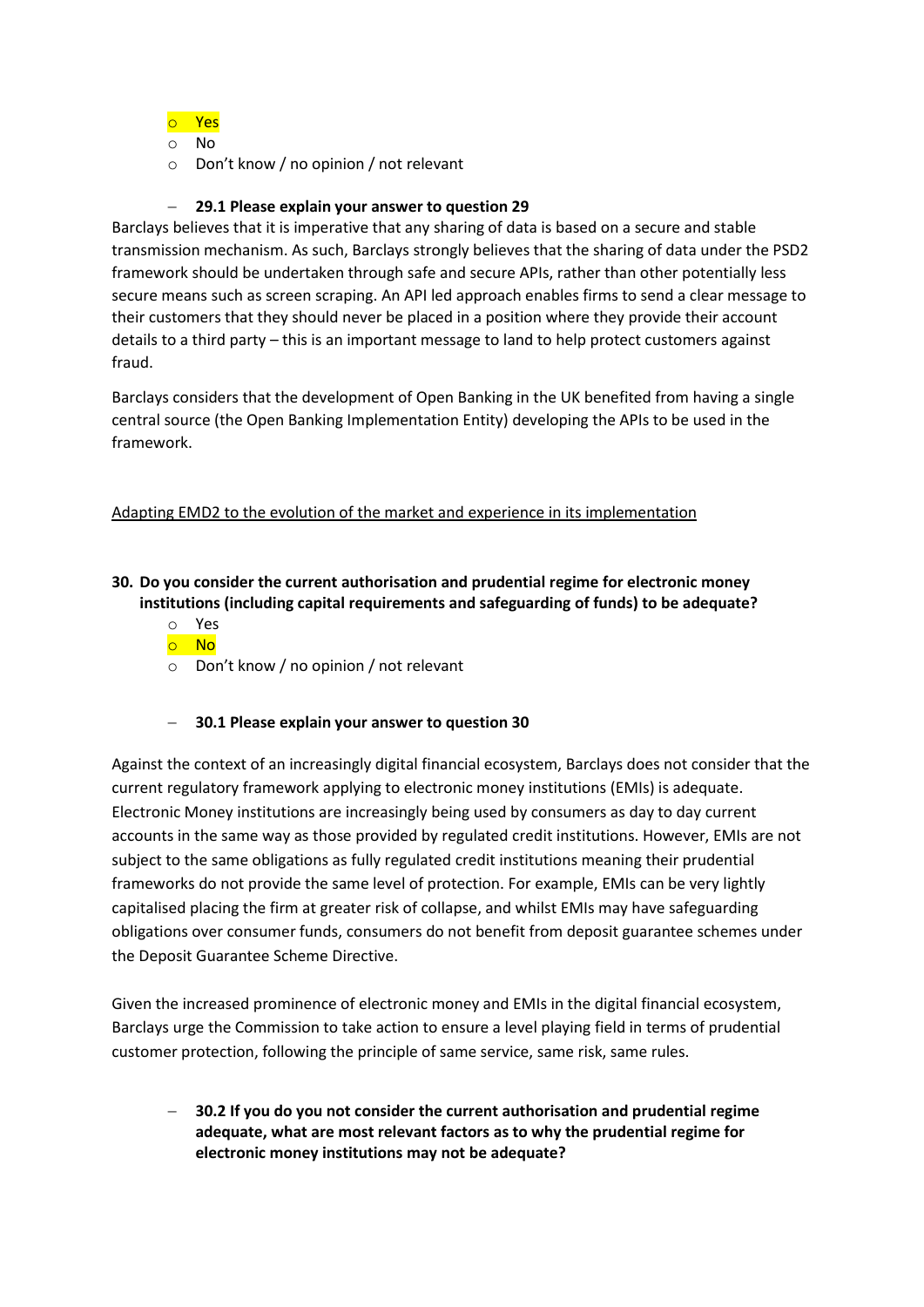- Yes
- No
- Don't know / no opinion / not relevant

- **29.1 Please explain your answer to question 29**

Barclays believes that it is imperative that any sharing of data is based on a secure and stable transmission mechanism. As such, Barclays strongly believes that the sharing of data under the PSD2 framework should be undertaken through safe and secure APIs, rather than other potentially less secure means such as screen scraping. An API led approach enables firms to send a clear message to their customers that they should never be placed in a position where they provide their account details to a third party – this is an important message to land to help protect customers against fraud.

Barclays considers that the development of Open Banking in the UK benefited from having a single central source (the Open Banking Implementation Entity) developing the APIs to be used in the framework.

<u>Adapting EMD2 to the evolution of the market and experience in its implementation</u>

**30. Do you consider the current authorisation and prudential regime for electronic money institutions (including capital requirements and safeguarding of funds) to be adequate?**

- Yes
- No
- Don't know / no opinion / not relevant

- **30.1 Please explain your answer to question 30**

Against the context of an increasingly digital financial ecosystem, Barclays does not consider that the current regulatory framework applying to electronic money institutions (EMIs) is adequate. Electronic Money institutions are increasingly being used by consumers as day to day current accounts in the same way as those provided by regulated credit institutions. However, EMIs are not subject to the same obligations as fully regulated credit institutions meaning their prudential frameworks do not provide the same level of protection. For example, EMIs can be very lightly capitalised placing the firm at greater risk of collapse, and whilst EMIs may have safeguarding obligations over consumer funds, consumers do not benefit from deposit guarantee schemes under the Deposit Guarantee Scheme Directive.

Given the increased prominence of electronic money and EMIs in the digital financial ecosystem, Barclays urge the Commission to take action to ensure a level playing field in terms of prudential customer protection, following the principle of same service, same risk, same rules.

- **30.2 If you do you not consider the current authorisation and prudential regime adequate, what are most relevant factors as to why the prudential regime for electronic money institutions may not be adequate?**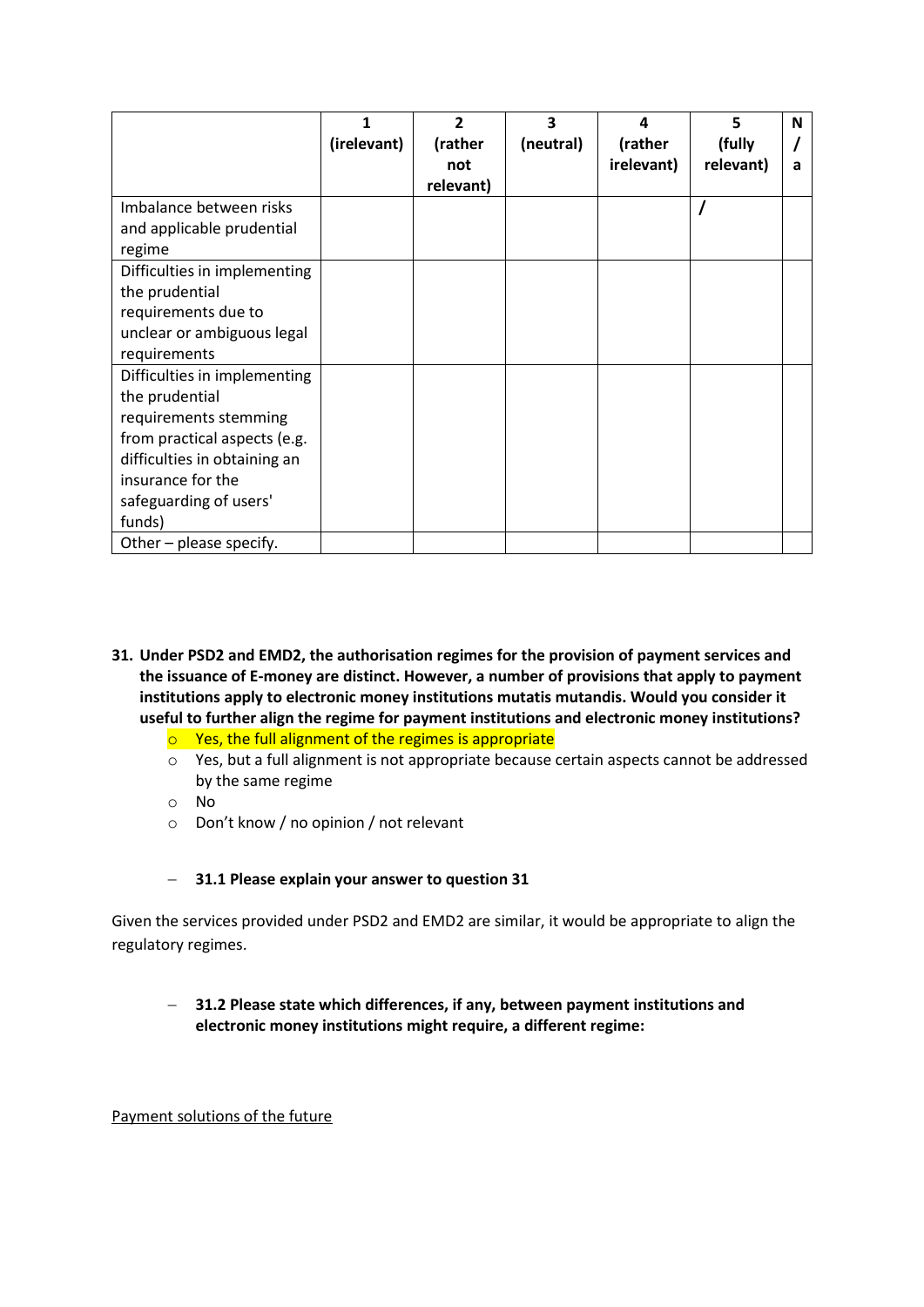| | 1 (irelevant) | 2 (rather not relevant) | 3 (neutral) | 4 (rather irelevant) | 5 (fully relevant) | N/a |
|---|---|---|---|---|---|---|
| Imbalance between risks and applicable prudential regime | | | | | / | |
| Difficulties in implementing the prudential requirements due to unclear or ambiguous legal requirements | | | | | | |
| Difficulties in implementing the prudential requirements stemming from practical aspects (e.g. difficulties in obtaining an insurance for the safeguarding of users' funds) | | | | | | |
| Other – please specify. | | | | | | |

**31. Under PSD2 and EMD2, the authorisation regimes for the provision of payment services and the issuance of E-money are distinct. However, a number of provisions that apply to payment institutions apply to electronic money institutions mutatis mutandis. Would you consider it useful to further align the regime for payment institutions and electronic money institutions?**

- Yes, the full alignment of the regimes is appropriate
- Yes, but a full alignment is not appropriate because certain aspects cannot be addressed by the same regime
- No
- Don't know / no opinion / not relevant

– **31.1 Please explain your answer to question 31**

Given the services provided under PSD2 and EMD2 are similar, it would be appropriate to align the regulatory regimes.

– **31.2 Please state which differences, if any, between payment institutions and electronic money institutions might require, a different regime:**

Payment solutions of the future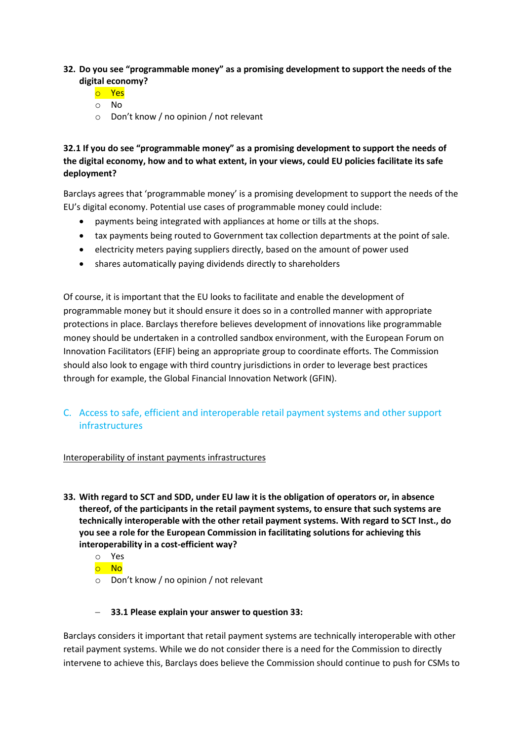**32. Do you see "programmable money" as a promising development to support the needs of the digital economy?**

- Yes
- No
- Don't know / no opinion / not relevant

**32.1 If you do see "programmable money" as a promising development to support the needs of the digital economy, how and to what extent, in your views, could EU policies facilitate its safe deployment?**

Barclays agrees that 'programmable money' is a promising development to support the needs of the EU's digital economy. Potential use cases of programmable money could include:

- payments being integrated with appliances at home or tills at the shops.
- tax payments being routed to Government tax collection departments at the point of sale.
- electricity meters paying suppliers directly, based on the amount of power used
- shares automatically paying dividends directly to shareholders

Of course, it is important that the EU looks to facilitate and enable the development of programmable money but it should ensure it does so in a controlled manner with appropriate protections in place. Barclays therefore believes development of innovations like programmable money should be undertaken in a controlled sandbox environment, with the European Forum on Innovation Facilitators (EFIF) being an appropriate group to coordinate efforts. The Commission should also look to engage with third country jurisdictions in order to leverage best practices through for example, the Global Financial Innovation Network (GFIN).

## C. Access to safe, efficient and interoperable retail payment systems and other support infrastructures

Interoperability of instant payments infrastructures

**33. With regard to SCT and SDD, under EU law it is the obligation of operators or, in absence thereof, of the participants in the retail payment systems, to ensure that such systems are technically interoperable with the other retail payment systems. With regard to SCT Inst., do you see a role for the European Commission in facilitating solutions for achieving this interoperability in a cost-efficient way?**

- Yes
- No
- Don't know / no opinion / not relevant

– **33.1 Please explain your answer to question 33:**

Barclays considers it important that retail payment systems are technically interoperable with other retail payment systems. While we do not consider there is a need for the Commission to directly intervene to achieve this, Barclays does believe the Commission should continue to push for CSMs to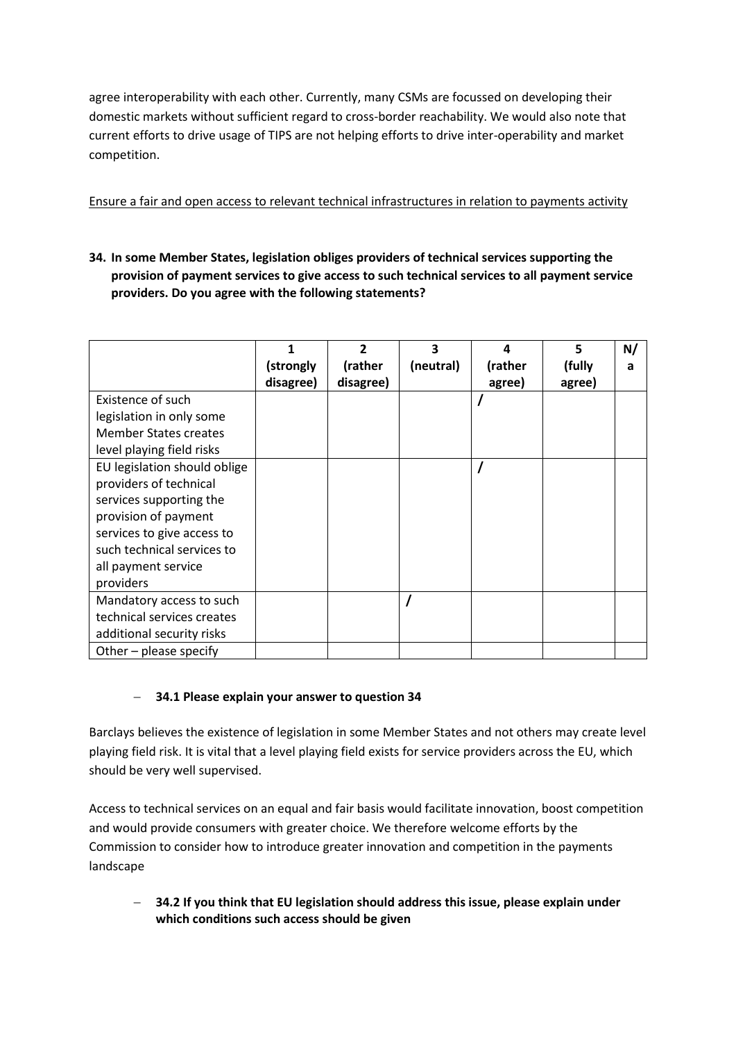agree interoperability with each other. Currently, many CSMs are focussed on developing their domestic markets without sufficient regard to cross-border reachability. We would also note that current efforts to drive usage of TIPS are not helping efforts to drive inter-operability and market competition.

Ensure a fair and open access to relevant technical infrastructures in relation to payments activity

**34. In some Member States, legislation obliges providers of technical services supporting the provision of payment services to give access to such technical services to all payment service providers. Do you agree with the following statements?**

| | 1 (strongly disagree) | 2 (rather disagree) | 3 (neutral) | 4 (rather agree) | 5 (fully agree) | N/a |
|---|---|---|---|---|---|---|
| Existence of such legislation in only some Member States creates level playing field risks | | | | / | | |
| EU legislation should oblige providers of technical services supporting the provision of payment services to give access to such technical services to all payment service providers | | | | / | | |
| Mandatory access to such technical services creates additional security risks | | | / | | | |
| Other – please specify | | | | | | |

– **34.1 Please explain your answer to question 34**

Barclays believes the existence of legislation in some Member States and not others may create level playing field risk. It is vital that a level playing field exists for service providers across the EU, which should be very well supervised.

Access to technical services on an equal and fair basis would facilitate innovation, boost competition and would provide consumers with greater choice. We therefore welcome efforts by the Commission to consider how to introduce greater innovation and competition in the payments landscape

– **34.2 If you think that EU legislation should address this issue, please explain under which conditions such access should be given**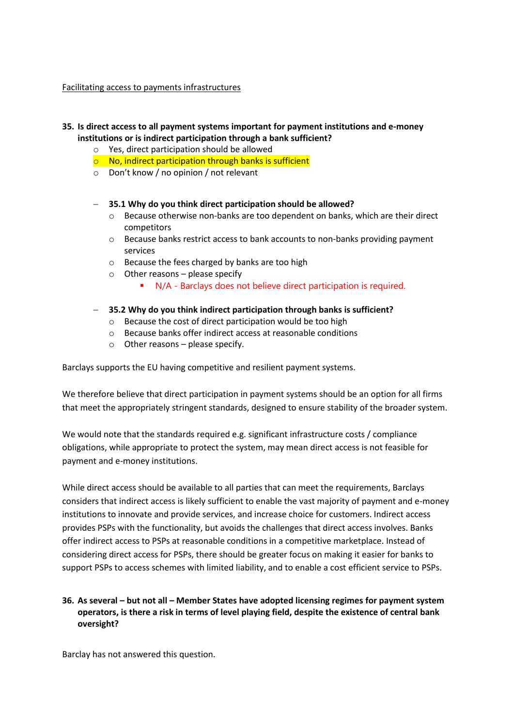<u>Facilitating access to payments infrastructures</u>

**35. Is direct access to all payment systems important for payment institutions and e-money institutions or is indirect participation through a bank sufficient?**

- Yes, direct participation should be allowed
- No, indirect participation through banks is sufficient
- Don't know / no opinion / not relevant

- **35.1 Why do you think direct participation should be allowed?**
  - Because otherwise non-banks are too dependent on banks, which are their direct competitors
  - Because banks restrict access to bank accounts to non-banks providing payment services
  - Because the fees charged by banks are too high
  - Other reasons – please specify
    - N/A - Barclays does not believe direct participation is required.

- **35.2 Why do you think indirect participation through banks is sufficient?**
  - Because the cost of direct participation would be too high
  - Because banks offer indirect access at reasonable conditions
  - Other reasons – please specify.

Barclays supports the EU having competitive and resilient payment systems.

We therefore believe that direct participation in payment systems should be an option for all firms that meet the appropriately stringent standards, designed to ensure stability of the broader system.

We would note that the standards required e.g. significant infrastructure costs / compliance obligations, while appropriate to protect the system, may mean direct access is not feasible for payment and e-money institutions.

While direct access should be available to all parties that can meet the requirements, Barclays considers that indirect access is likely sufficient to enable the vast majority of payment and e-money institutions to innovate and provide services, and increase choice for customers. Indirect access provides PSPs with the functionality, but avoids the challenges that direct access involves. Banks offer indirect access to PSPs at reasonable conditions in a competitive marketplace. Instead of considering direct access for PSPs, there should be greater focus on making it easier for banks to support PSPs to access schemes with limited liability, and to enable a cost efficient service to PSPs.

**36. As several – but not all – Member States have adopted licensing regimes for payment system operators, is there a risk in terms of level playing field, despite the existence of central bank oversight?**

Barclay has not answered this question.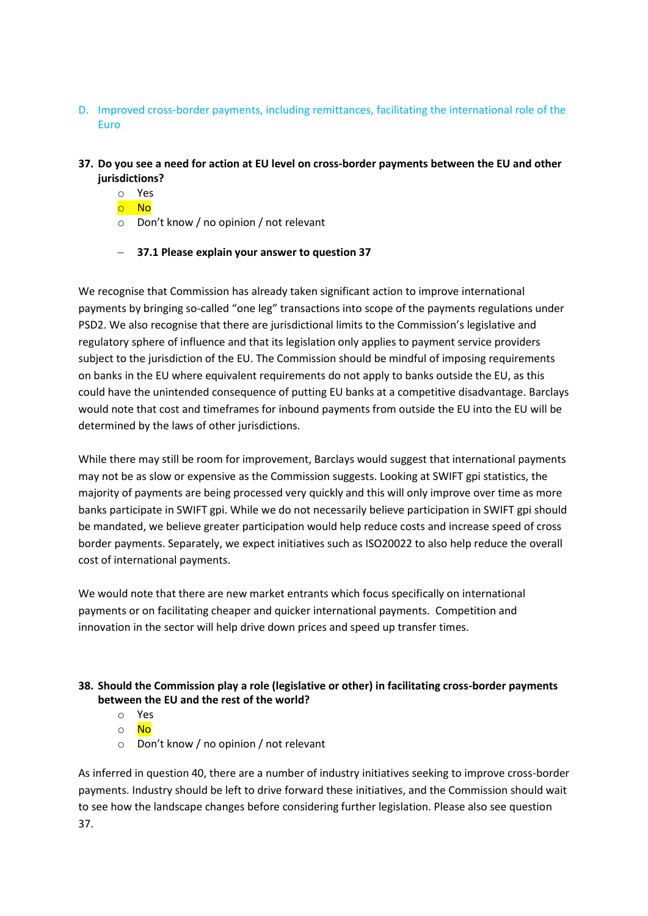D. Improved cross-border payments, including remittances, facilitating the international role of the Euro

**37. Do you see a need for action at EU level on cross-border payments between the EU and other jurisdictions?**

- Yes
- No
- Don't know / no opinion / not relevant

– **37.1 Please explain your answer to question 37**

We recognise that Commission has already taken significant action to improve international payments by bringing so-called "one leg" transactions into scope of the payments regulations under PSD2. We also recognise that there are jurisdictional limits to the Commission's legislative and regulatory sphere of influence and that its legislation only applies to payment service providers subject to the jurisdiction of the EU. The Commission should be mindful of imposing requirements on banks in the EU where equivalent requirements do not apply to banks outside the EU, as this could have the unintended consequence of putting EU banks at a competitive disadvantage. Barclays would note that cost and timeframes for inbound payments from outside the EU into the EU will be determined by the laws of other jurisdictions.

While there may still be room for improvement, Barclays would suggest that international payments may not be as slow or expensive as the Commission suggests. Looking at SWIFT gpi statistics, the majority of payments are being processed very quickly and this will only improve over time as more banks participate in SWIFT gpi. While we do not necessarily believe participation in SWIFT gpi should be mandated, we believe greater participation would help reduce costs and increase speed of cross border payments. Separately, we expect initiatives such as ISO20022 to also help reduce the overall cost of international payments.

We would note that there are new market entrants which focus specifically on international payments or on facilitating cheaper and quicker international payments. Competition and innovation in the sector will help drive down prices and speed up transfer times.

**38. Should the Commission play a role (legislative or other) in facilitating cross-border payments between the EU and the rest of the world?**

- Yes
- No
- Don't know / no opinion / not relevant

As inferred in question 40, there are a number of industry initiatives seeking to improve cross-border payments. Industry should be left to drive forward these initiatives, and the Commission should wait to see how the landscape changes before considering further legislation. Please also see question 37.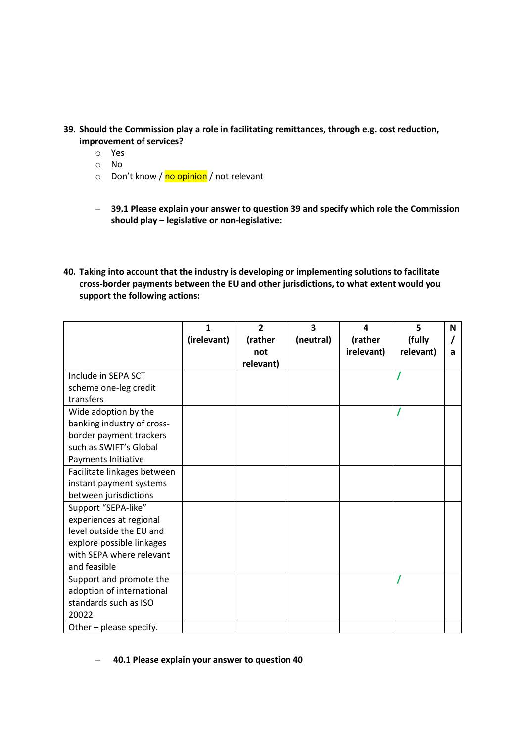**39. Should the Commission play a role in facilitating remittances, through e.g. cost reduction, improvement of services?**

- Yes
- No
- Don't know / no opinion / not relevant

– **39.1 Please explain your answer to question 39 and specify which role the Commission should play – legislative or non-legislative:**

**40. Taking into account that the industry is developing or implementing solutions to facilitate cross-border payments between the EU and other jurisdictions, to what extent would you support the following actions:**

| | 1 (irelevant) | 2 (rather not relevant) | 3 (neutral) | 4 (rather irelevant) | 5 (fully relevant) | N / a |
|---|---|---|---|---|---|---|
| Include in SEPA SCT scheme one-leg credit transfers | | | | | / | |
| Wide adoption by the banking industry of cross-border payment trackers such as SWIFT's Global Payments Initiative | | | | | / | |
| Facilitate linkages between instant payment systems between jurisdictions | | | | | | |
| Support "SEPA-like" experiences at regional level outside the EU and explore possible linkages with SEPA where relevant and feasible | | | | | | |
| Support and promote the adoption of international standards such as ISO 20022 | | | | | / | |
| Other – please specify. | | | | | | |

– **40.1 Please explain your answer to question 40**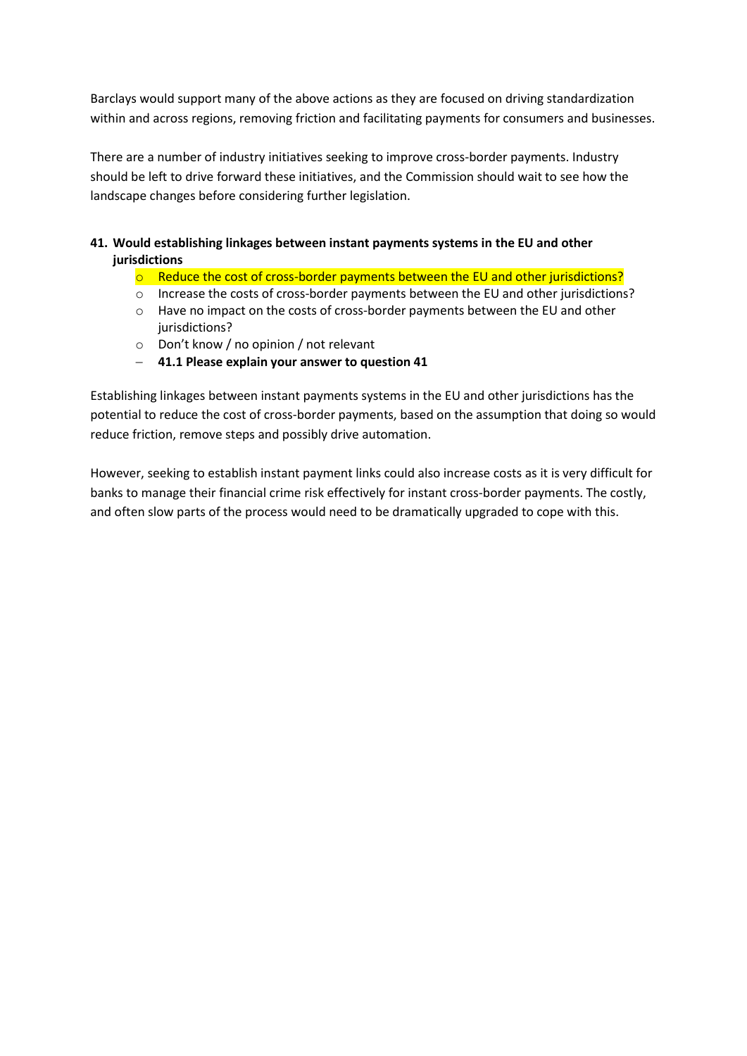Barclays would support many of the above actions as they are focused on driving standardization within and across regions, removing friction and facilitating payments for consumers and businesses.

There are a number of industry initiatives seeking to improve cross-border payments. Industry should be left to drive forward these initiatives, and the Commission should wait to see how the landscape changes before considering further legislation.

41. **Would establishing linkages between instant payments systems in the EU and other jurisdictions**
    - Reduce the cost of cross-border payments between the EU and other jurisdictions?
    - Increase the costs of cross-border payments between the EU and other jurisdictions?
    - Have no impact on the costs of cross-border payments between the EU and other jurisdictions?
    - Don't know / no opinion / not relevant
    - **41.1 Please explain your answer to question 41**

Establishing linkages between instant payments systems in the EU and other jurisdictions has the potential to reduce the cost of cross-border payments, based on the assumption that doing so would reduce friction, remove steps and possibly drive automation.

However, seeking to establish instant payment links could also increase costs as it is very difficult for banks to manage their financial crime risk effectively for instant cross-border payments. The costly, and often slow parts of the process would need to be dramatically upgraded to cope with this.